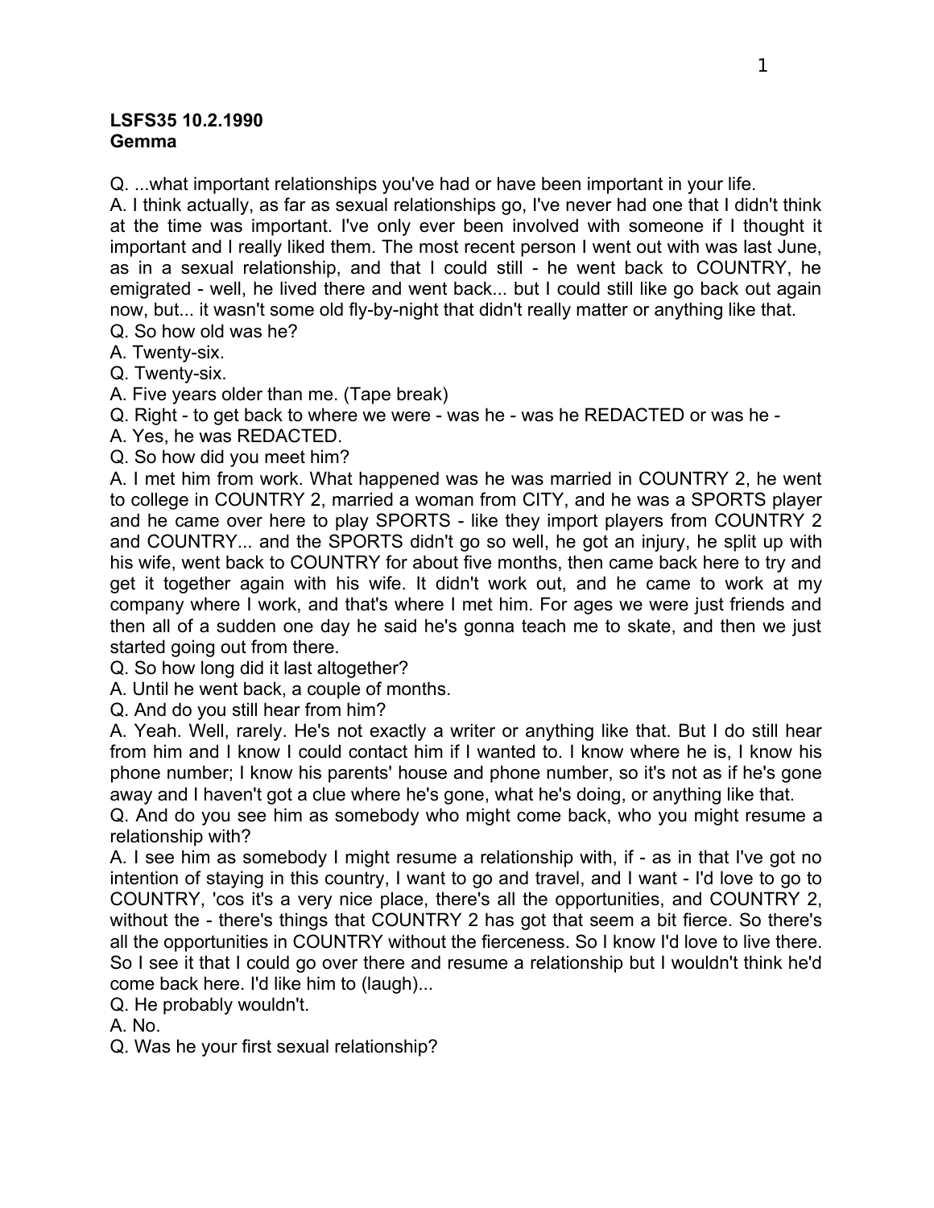**LSFS35 10.2.1990**
**Gemma**

Q. ...what important relationships you've had or have been important in your life.
A. I think actually, as far as sexual relationships go, I've never had one that I didn't think at the time was important. I've only ever been involved with someone if I thought it important and I really liked them. The most recent person I went out with was last June, as in a sexual relationship, and that I could still - he went back to COUNTRY, he emigrated - well, he lived there and went back... but I could still like go back out again now, but... it wasn't some old fly-by-night that didn't really matter or anything like that.
Q. So how old was he?
A. Twenty-six.
Q. Twenty-six.
A. Five years older than me. (Tape break)
Q. Right - to get back to where we were - was he - was he REDACTED or was he -
A. Yes, he was REDACTED.
Q. So how did you meet him?
A. I met him from work. What happened was he was married in COUNTRY 2, he went to college in COUNTRY 2, married a woman from CITY, and he was a SPORTS player and he came over here to play SPORTS - like they import players from COUNTRY 2 and COUNTRY... and the SPORTS didn't go so well, he got an injury, he split up with his wife, went back to COUNTRY for about five months, then came back here to try and get it together again with his wife. It didn't work out, and he came to work at my company where I work, and that's where I met him. For ages we were just friends and then all of a sudden one day he said he's gonna teach me to skate, and then we just started going out from there.
Q. So how long did it last altogether?
A. Until he went back, a couple of months.
Q. And do you still hear from him?
A. Yeah. Well, rarely. He's not exactly a writer or anything like that. But I do still hear from him and I know I could contact him if I wanted to. I know where he is, I know his phone number; I know his parents' house and phone number, so it's not as if he's gone away and I haven't got a clue where he's gone, what he's doing, or anything like that.
Q. And do you see him as somebody who might come back, who you might resume a relationship with?
A. I see him as somebody I might resume a relationship with, if - as in that I've got no intention of staying in this country, I want to go and travel, and I want - I'd love to go to COUNTRY, 'cos it's a very nice place, there's all the opportunities, and COUNTRY 2, without the - there's things that COUNTRY 2 has got that seem a bit fierce. So there's all the opportunities in COUNTRY without the fierceness. So I know I'd love to live there. So I see it that I could go over there and resume a relationship but I wouldn't think he'd come back here. I'd like him to (laugh)...
Q. He probably wouldn't.
A. No.
Q. Was he your first sexual relationship?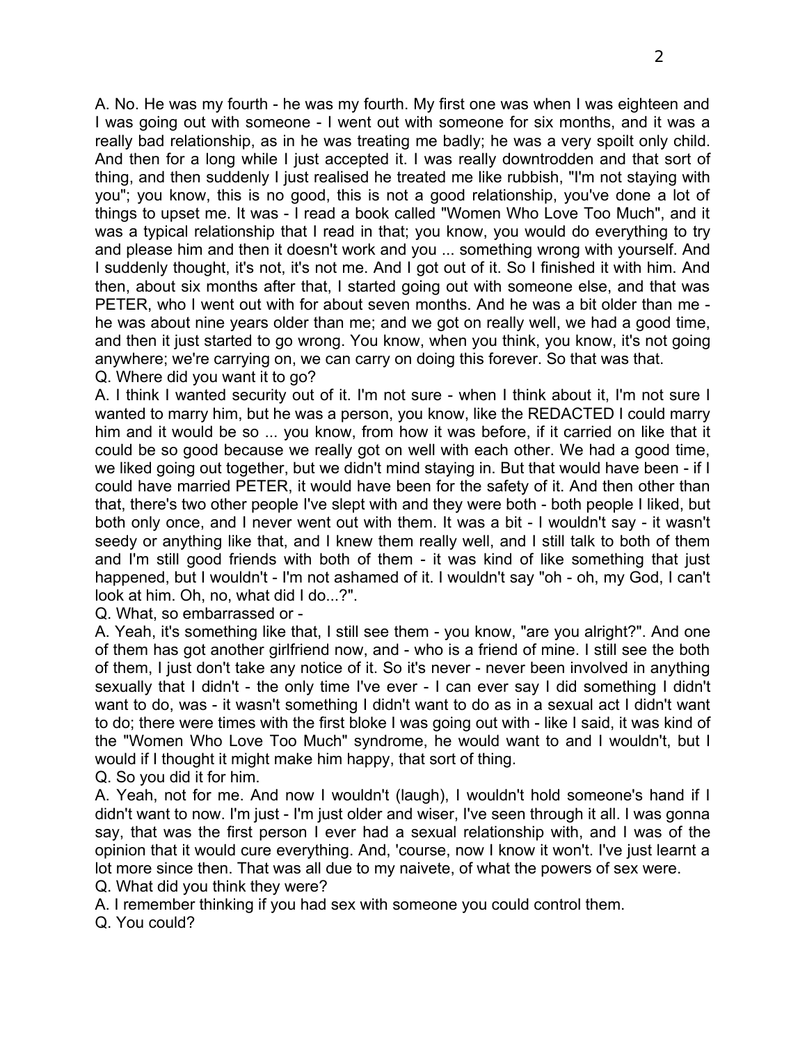A. No. He was my fourth - he was my fourth. My first one was when I was eighteen and I was going out with someone - I went out with someone for six months, and it was a really bad relationship, as in he was treating me badly; he was a very spoilt only child. And then for a long while I just accepted it. I was really downtrodden and that sort of thing, and then suddenly I just realised he treated me like rubbish, "I'm not staying with you"; you know, this is no good, this is not a good relationship, you've done a lot of things to upset me. It was - I read a book called "Women Who Love Too Much", and it was a typical relationship that I read in that; you know, you would do everything to try and please him and then it doesn't work and you ... something wrong with yourself. And I suddenly thought, it's not, it's not me. And I got out of it. So I finished it with him. And then, about six months after that, I started going out with someone else, and that was PETER, who I went out with for about seven months. And he was a bit older than me - he was about nine years older than me; and we got on really well, we had a good time, and then it just started to go wrong. You know, when you think, you know, it's not going anywhere; we're carrying on, we can carry on doing this forever. So that was that.

Q. Where did you want it to go?

A. I think I wanted security out of it. I'm not sure - when I think about it, I'm not sure I wanted to marry him, but he was a person, you know, like the REDACTED I could marry him and it would be so ... you know, from how it was before, if it carried on like that it could be so good because we really got on well with each other. We had a good time, we liked going out together, but we didn't mind staying in. But that would have been - if I could have married PETER, it would have been for the safety of it. And then other than that, there's two other people I've slept with and they were both - both people I liked, but both only once, and I never went out with them. It was a bit - I wouldn't say - it wasn't seedy or anything like that, and I knew them really well, and I still talk to both of them and I'm still good friends with both of them - it was kind of like something that just happened, but I wouldn't - I'm not ashamed of it. I wouldn't say "oh - oh, my God, I can't look at him. Oh, no, what did I do...?".

Q. What, so embarrassed or -

A. Yeah, it's something like that, I still see them - you know, "are you alright?". And one of them has got another girlfriend now, and - who is a friend of mine. I still see the both of them, I just don't take any notice of it. So it's never - never been involved in anything sexually that I didn't - the only time I've ever - I can ever say I did something I didn't want to do, was - it wasn't something I didn't want to do as in a sexual act I didn't want to do; there were times with the first bloke I was going out with - like I said, it was kind of the "Women Who Love Too Much" syndrome, he would want to and I wouldn't, but I would if I thought it might make him happy, that sort of thing.

Q. So you did it for him.

A. Yeah, not for me. And now I wouldn't (laugh), I wouldn't hold someone's hand if I didn't want to now. I'm just - I'm just older and wiser, I've seen through it all. I was gonna say, that was the first person I ever had a sexual relationship with, and I was of the opinion that it would cure everything. And, 'course, now I know it won't. I've just learnt a lot more since then. That was all due to my naivete, of what the powers of sex were.

Q. What did you think they were?

A. I remember thinking if you had sex with someone you could control them.

Q. You could?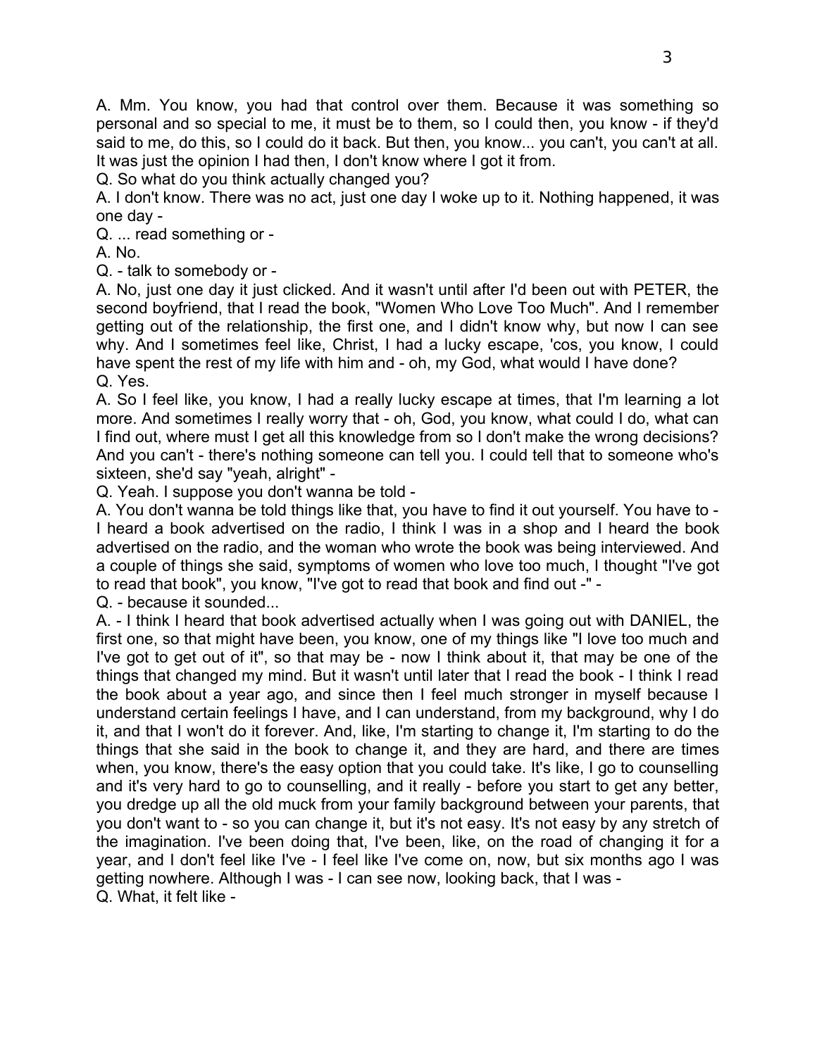A. Mm. You know, you had that control over them. Because it was something so personal and so special to me, it must be to them, so I could then, you know - if they'd said to me, do this, so I could do it back. But then, you know... you can't, you can't at all. It was just the opinion I had then, I don't know where I got it from.

Q. So what do you think actually changed you?

A. I don't know. There was no act, just one day I woke up to it. Nothing happened, it was one day -

Q. ... read something or -

A. No.

Q. - talk to somebody or -

A. No, just one day it just clicked. And it wasn't until after I'd been out with PETER, the second boyfriend, that I read the book, "Women Who Love Too Much". And I remember getting out of the relationship, the first one, and I didn't know why, but now I can see why. And I sometimes feel like, Christ, I had a lucky escape, 'cos, you know, I could have spent the rest of my life with him and - oh, my God, what would I have done?

Q. Yes.

A. So I feel like, you know, I had a really lucky escape at times, that I'm learning a lot more. And sometimes I really worry that - oh, God, you know, what could I do, what can I find out, where must I get all this knowledge from so I don't make the wrong decisions? And you can't - there's nothing someone can tell you. I could tell that to someone who's sixteen, she'd say "yeah, alright" -

Q. Yeah. I suppose you don't wanna be told -

A. You don't wanna be told things like that, you have to find it out yourself. You have to - I heard a book advertised on the radio, I think I was in a shop and I heard the book advertised on the radio, and the woman who wrote the book was being interviewed. And a couple of things she said, symptoms of women who love too much, I thought "I've got to read that book", you know, "I've got to read that book and find out -" -

Q. - because it sounded...

A. - I think I heard that book advertised actually when I was going out with DANIEL, the first one, so that might have been, you know, one of my things like "I love too much and I've got to get out of it", so that may be - now I think about it, that may be one of the things that changed my mind. But it wasn't until later that I read the book - I think I read the book about a year ago, and since then I feel much stronger in myself because I understand certain feelings I have, and I can understand, from my background, why I do it, and that I won't do it forever. And, like, I'm starting to change it, I'm starting to do the things that she said in the book to change it, and they are hard, and there are times when, you know, there's the easy option that you could take. It's like, I go to counselling and it's very hard to go to counselling, and it really - before you start to get any better, you dredge up all the old muck from your family background between your parents, that you don't want to - so you can change it, but it's not easy. It's not easy by any stretch of the imagination. I've been doing that, I've been, like, on the road of changing it for a year, and I don't feel like I've - I feel like I've come on, now, but six months ago I was getting nowhere. Although I was - I can see now, looking back, that I was -

Q. What, it felt like -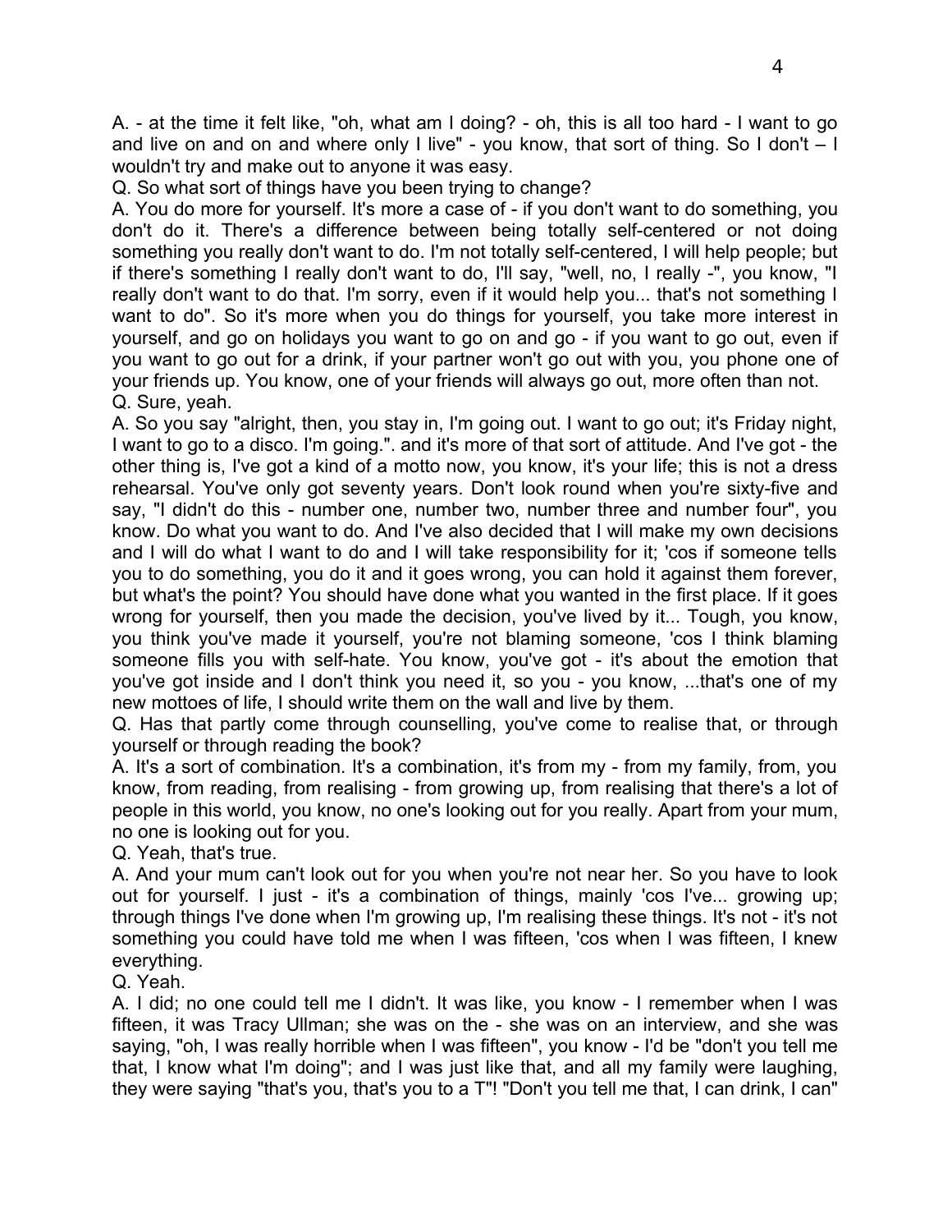A. - at the time it felt like, "oh, what am I doing? - oh, this is all too hard - I want to go and live on and on and where only I live" - you know, that sort of thing. So I don't – I wouldn't try and make out to anyone it was easy.

Q. So what sort of things have you been trying to change?

A. You do more for yourself. It's more a case of - if you don't want to do something, you don't do it. There's a difference between being totally self-centered or not doing something you really don't want to do. I'm not totally self-centered, I will help people; but if there's something I really don't want to do, I'll say, "well, no, I really -", you know, "I really don't want to do that. I'm sorry, even if it would help you... that's not something I want to do". So it's more when you do things for yourself, you take more interest in yourself, and go on holidays you want to go on and go - if you want to go out, even if you want to go out for a drink, if your partner won't go out with you, you phone one of your friends up. You know, one of your friends will always go out, more often than not.

Q. Sure, yeah.

A. So you say "alright, then, you stay in, I'm going out. I want to go out; it's Friday night, I want to go to a disco. I'm going.". and it's more of that sort of attitude. And I've got - the other thing is, I've got a kind of a motto now, you know, it's your life; this is not a dress rehearsal. You've only got seventy years. Don't look round when you're sixty-five and say, "I didn't do this - number one, number two, number three and number four", you know. Do what you want to do. And I've also decided that I will make my own decisions and I will do what I want to do and I will take responsibility for it; 'cos if someone tells you to do something, you do it and it goes wrong, you can hold it against them forever, but what's the point? You should have done what you wanted in the first place. If it goes wrong for yourself, then you made the decision, you've lived by it... Tough, you know, you think you've made it yourself, you're not blaming someone, 'cos I think blaming someone fills you with self-hate. You know, you've got - it's about the emotion that you've got inside and I don't think you need it, so you - you know, ...that's one of my new mottoes of life, I should write them on the wall and live by them.

Q. Has that partly come through counselling, you've come to realise that, or through yourself or through reading the book?

A. It's a sort of combination. It's a combination, it's from my - from my family, from, you know, from reading, from realising - from growing up, from realising that there's a lot of people in this world, you know, no one's looking out for you really. Apart from your mum, no one is looking out for you.

Q. Yeah, that's true.

A. And your mum can't look out for you when you're not near her. So you have to look out for yourself. I just - it's a combination of things, mainly 'cos I've... growing up; through things I've done when I'm growing up, I'm realising these things. It's not - it's not something you could have told me when I was fifteen, 'cos when I was fifteen, I knew everything.

Q. Yeah.

A. I did; no one could tell me I didn't. It was like, you know - I remember when I was fifteen, it was Tracy Ullman; she was on the - she was on an interview, and she was saying, "oh, I was really horrible when I was fifteen", you know - I'd be "don't you tell me that, I know what I'm doing"; and I was just like that, and all my family were laughing, they were saying "that's you, that's you to a T"! "Don't you tell me that, I can drink, I can"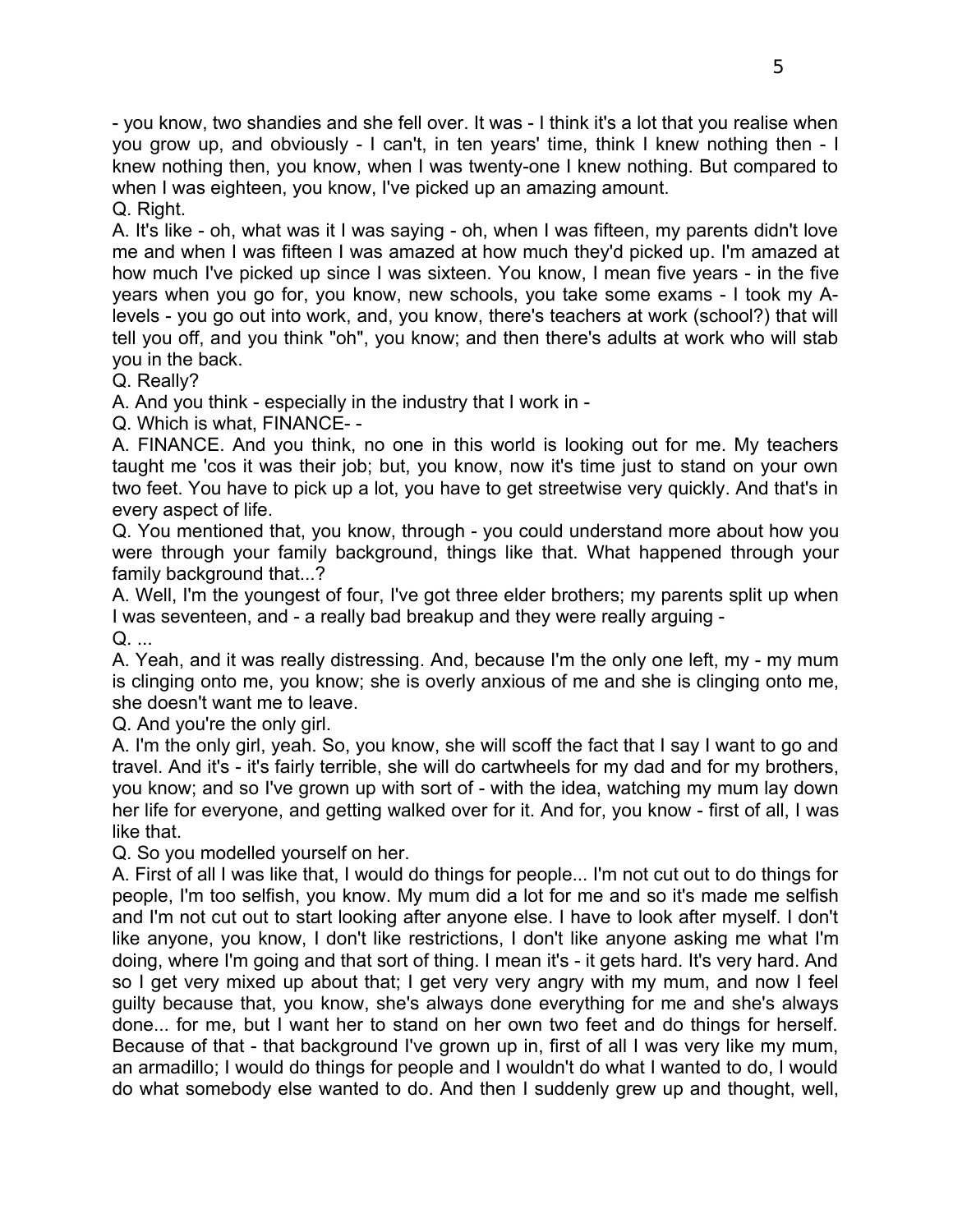- you know, two shandies and she fell over. It was - I think it's a lot that you realise when you grow up, and obviously - I can't, in ten years' time, think I knew nothing then - I knew nothing then, you know, when I was twenty-one I knew nothing. But compared to when I was eighteen, you know, I've picked up an amazing amount.

Q. Right.

A. It's like - oh, what was it I was saying - oh, when I was fifteen, my parents didn't love me and when I was fifteen I was amazed at how much they'd picked up. I'm amazed at how much I've picked up since I was sixteen. You know, I mean five years - in the five years when you go for, you know, new schools, you take some exams - I took my A-levels - you go out into work, and, you know, there's teachers at work (school?) that will tell you off, and you think "oh", you know; and then there's adults at work who will stab you in the back.

Q. Really?

A. And you think - especially in the industry that I work in -

Q. Which is what, FINANCE- -

A. FINANCE. And you think, no one in this world is looking out for me. My teachers taught me 'cos it was their job; but, you know, now it's time just to stand on your own two feet. You have to pick up a lot, you have to get streetwise very quickly. And that's in every aspect of life.

Q. You mentioned that, you know, through - you could understand more about how you were through your family background, things like that. What happened through your family background that...?

A. Well, I'm the youngest of four, I've got three elder brothers; my parents split up when I was seventeen, and - a really bad breakup and they were really arguing -

Q. ...

A. Yeah, and it was really distressing. And, because I'm the only one left, my - my mum is clinging onto me, you know; she is overly anxious of me and she is clinging onto me, she doesn't want me to leave.

Q. And you're the only girl.

A. I'm the only girl, yeah. So, you know, she will scoff the fact that I say I want to go and travel. And it's - it's fairly terrible, she will do cartwheels for my dad and for my brothers, you know; and so I've grown up with sort of - with the idea, watching my mum lay down her life for everyone, and getting walked over for it. And for, you know - first of all, I was like that.

Q. So you modelled yourself on her.

A. First of all I was like that, I would do things for people... I'm not cut out to do things for people, I'm too selfish, you know. My mum did a lot for me and so it's made me selfish and I'm not cut out to start looking after anyone else. I have to look after myself. I don't like anyone, you know, I don't like restrictions, I don't like anyone asking me what I'm doing, where I'm going and that sort of thing. I mean it's - it gets hard. It's very hard. And so I get very mixed up about that; I get very very angry with my mum, and now I feel guilty because that, you know, she's always done everything for me and she's always done... for me, but I want her to stand on her own two feet and do things for herself. Because of that - that background I've grown up in, first of all I was very like my mum, an armadillo; I would do things for people and I wouldn't do what I wanted to do, I would do what somebody else wanted to do. And then I suddenly grew up and thought, well,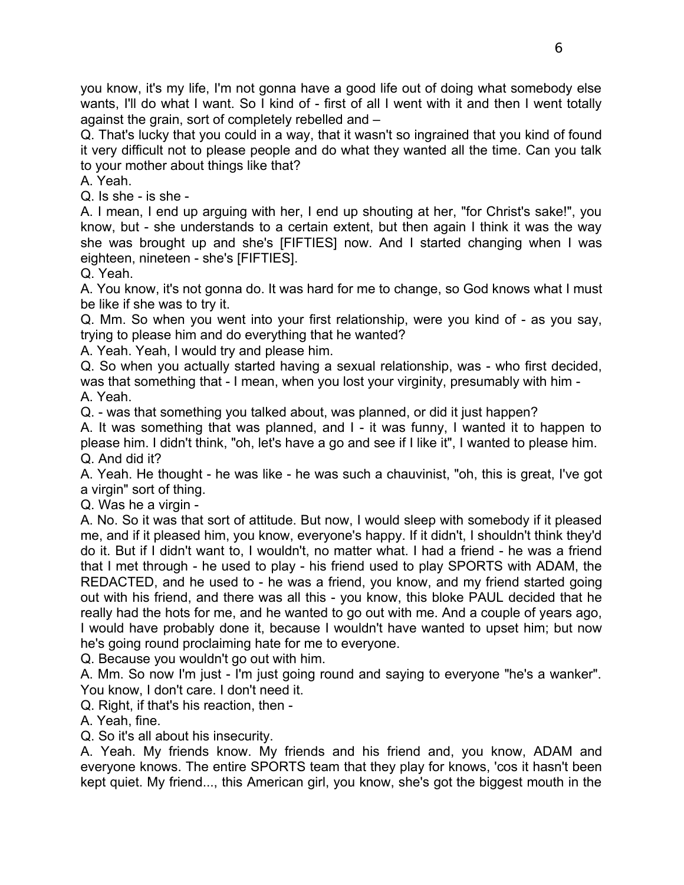you know, it's my life, I'm not gonna have a good life out of doing what somebody else wants, I'll do what I want. So I kind of - first of all I went with it and then I went totally against the grain, sort of completely rebelled and –

Q. That's lucky that you could in a way, that it wasn't so ingrained that you kind of found it very difficult not to please people and do what they wanted all the time. Can you talk to your mother about things like that?

A. Yeah.

Q. Is she - is she -

A. I mean, I end up arguing with her, I end up shouting at her, "for Christ's sake!", you know, but - she understands to a certain extent, but then again I think it was the way she was brought up and she's [FIFTIES] now. And I started changing when I was eighteen, nineteen - she's [FIFTIES].

Q. Yeah.

A. You know, it's not gonna do. It was hard for me to change, so God knows what I must be like if she was to try it.

Q. Mm. So when you went into your first relationship, were you kind of - as you say, trying to please him and do everything that he wanted?

A. Yeah. Yeah, I would try and please him.

Q. So when you actually started having a sexual relationship, was - who first decided, was that something that - I mean, when you lost your virginity, presumably with him -

A. Yeah.

Q. - was that something you talked about, was planned, or did it just happen?

A. It was something that was planned, and I - it was funny, I wanted it to happen to please him. I didn't think, "oh, let's have a go and see if I like it", I wanted to please him.

Q. And did it?

A. Yeah. He thought - he was like - he was such a chauvinist, "oh, this is great, I've got a virgin" sort of thing.

Q. Was he a virgin -

A. No. So it was that sort of attitude. But now, I would sleep with somebody if it pleased me, and if it pleased him, you know, everyone's happy. If it didn't, I shouldn't think they'd do it. But if I didn't want to, I wouldn't, no matter what. I had a friend - he was a friend that I met through - he used to play - his friend used to play SPORTS with ADAM, the REDACTED, and he used to - he was a friend, you know, and my friend started going out with his friend, and there was all this - you know, this bloke PAUL decided that he really had the hots for me, and he wanted to go out with me. And a couple of years ago, I would have probably done it, because I wouldn't have wanted to upset him; but now he's going round proclaiming hate for me to everyone.

Q. Because you wouldn't go out with him.

A. Mm. So now I'm just - I'm just going round and saying to everyone "he's a wanker". You know, I don't care. I don't need it.

Q. Right, if that's his reaction, then -

A. Yeah, fine.

Q. So it's all about his insecurity.

A. Yeah. My friends know. My friends and his friend and, you know, ADAM and everyone knows. The entire SPORTS team that they play for knows, 'cos it hasn't been kept quiet. My friend..., this American girl, you know, she's got the biggest mouth in the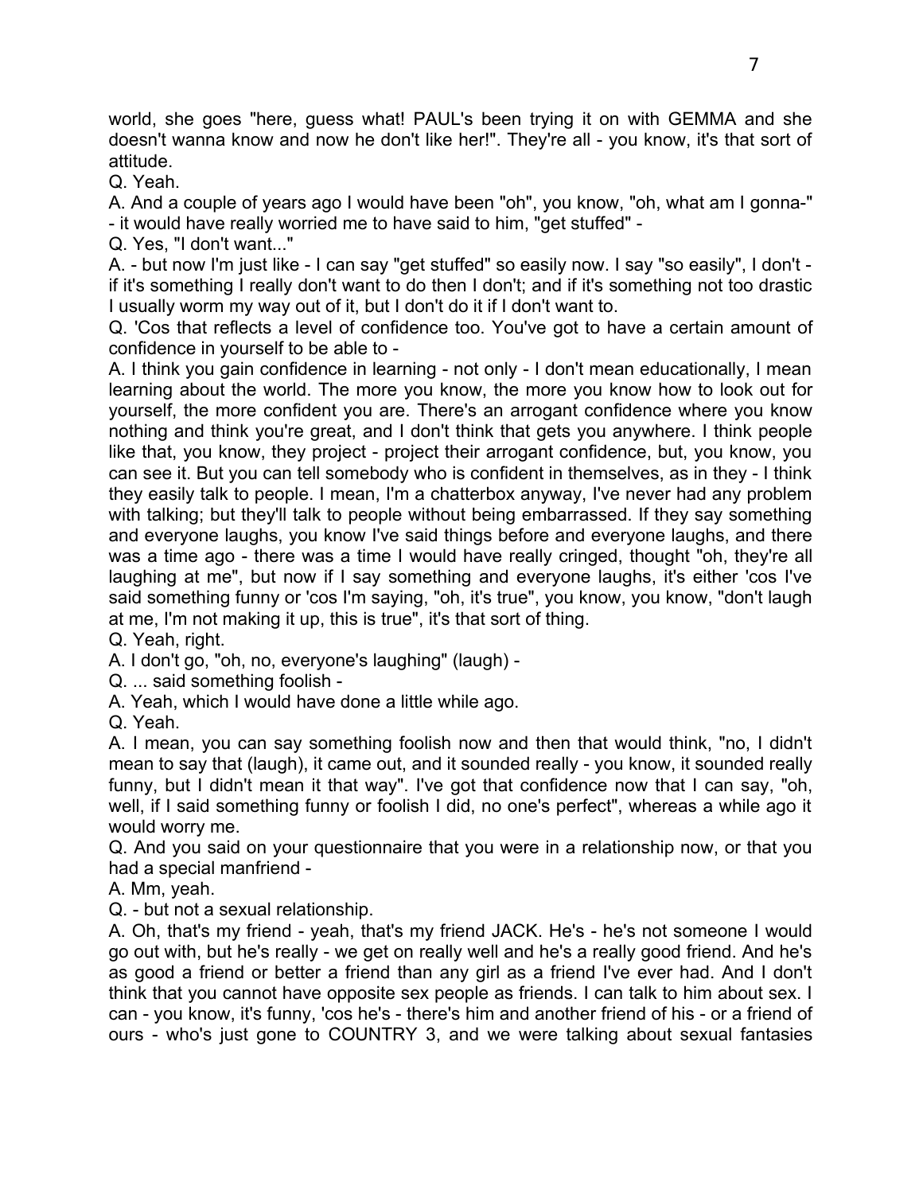world, she goes "here, guess what! PAUL's been trying it on with GEMMA and she doesn't wanna know and now he don't like her!". They're all - you know, it's that sort of attitude.

Q. Yeah.

A. And a couple of years ago I would have been "oh", you know, "oh, what am I gonna-" - it would have really worried me to have said to him, "get stuffed" -

Q. Yes, "I don't want..."

A. - but now I'm just like - I can say "get stuffed" so easily now. I say "so easily", I don't - if it's something I really don't want to do then I don't; and if it's something not too drastic I usually worm my way out of it, but I don't do it if I don't want to.

Q. 'Cos that reflects a level of confidence too. You've got to have a certain amount of confidence in yourself to be able to -

A. I think you gain confidence in learning - not only - I don't mean educationally, I mean learning about the world. The more you know, the more you know how to look out for yourself, the more confident you are. There's an arrogant confidence where you know nothing and think you're great, and I don't think that gets you anywhere. I think people like that, you know, they project - project their arrogant confidence, but, you know, you can see it. But you can tell somebody who is confident in themselves, as in they - I think they easily talk to people. I mean, I'm a chatterbox anyway, I've never had any problem with talking; but they'll talk to people without being embarrassed. If they say something and everyone laughs, you know I've said things before and everyone laughs, and there was a time ago - there was a time I would have really cringed, thought "oh, they're all laughing at me", but now if I say something and everyone laughs, it's either 'cos I've said something funny or 'cos I'm saying, "oh, it's true", you know, you know, "don't laugh at me, I'm not making it up, this is true", it's that sort of thing.

Q. Yeah, right.

A. I don't go, "oh, no, everyone's laughing" (laugh) -

Q. ... said something foolish -

A. Yeah, which I would have done a little while ago.

Q. Yeah.

A. I mean, you can say something foolish now and then that would think, "no, I didn't mean to say that (laugh), it came out, and it sounded really - you know, it sounded really funny, but I didn't mean it that way". I've got that confidence now that I can say, "oh, well, if I said something funny or foolish I did, no one's perfect", whereas a while ago it would worry me.

Q. And you said on your questionnaire that you were in a relationship now, or that you had a special manfriend -

A. Mm, yeah.

Q. - but not a sexual relationship.

A. Oh, that's my friend - yeah, that's my friend JACK. He's - he's not someone I would go out with, but he's really - we get on really well and he's a really good friend. And he's as good a friend or better a friend than any girl as a friend I've ever had. And I don't think that you cannot have opposite sex people as friends. I can talk to him about sex. I can - you know, it's funny, 'cos he's - there's him and another friend of his - or a friend of ours - who's just gone to COUNTRY 3, and we were talking about sexual fantasies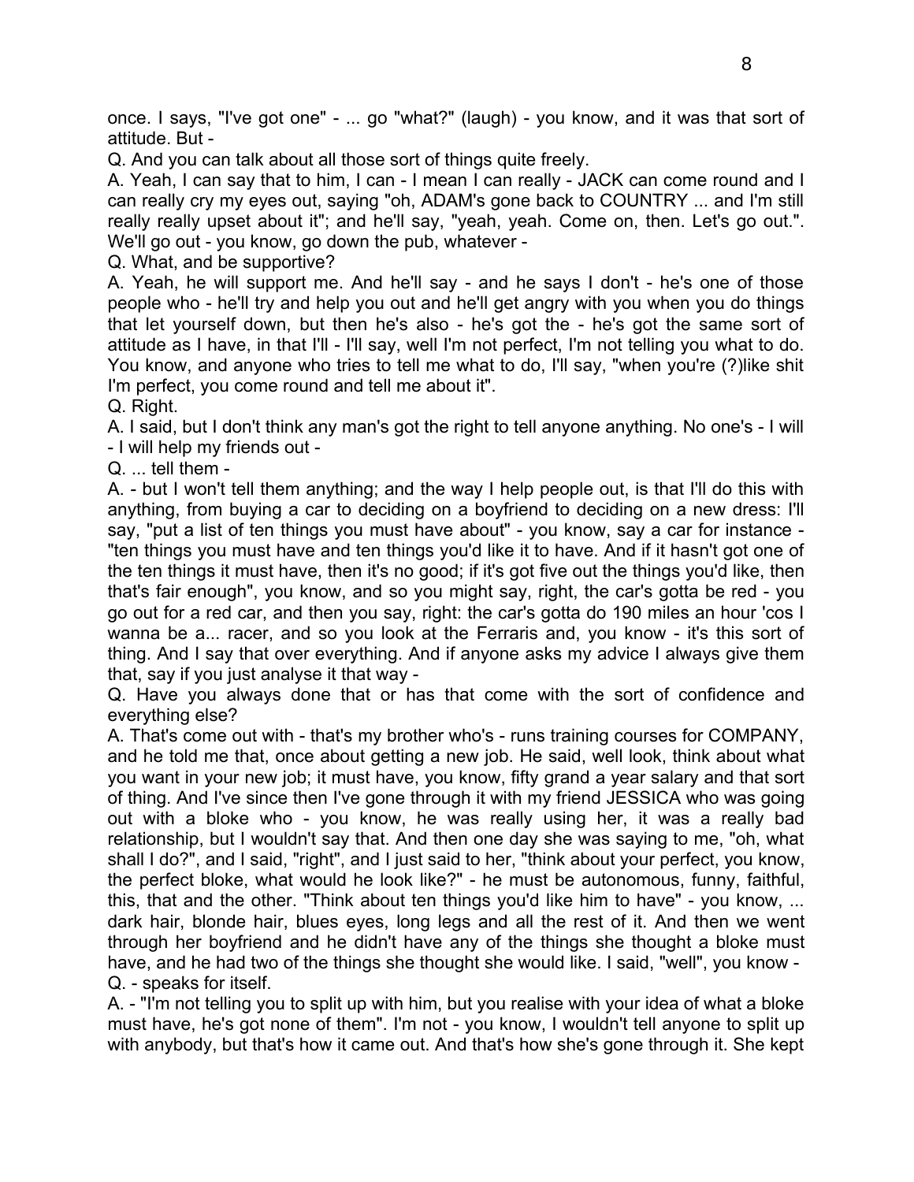once. I says, "I've got one" - ... go "what?" (laugh) - you know, and it was that sort of attitude. But -

Q. And you can talk about all those sort of things quite freely.

A. Yeah, I can say that to him, I can - I mean I can really - JACK can come round and I can really cry my eyes out, saying "oh, ADAM's gone back to COUNTRY ... and I'm still really really upset about it"; and he'll say, "yeah, yeah. Come on, then. Let's go out.". We'll go out - you know, go down the pub, whatever -

Q. What, and be supportive?

A. Yeah, he will support me. And he'll say - and he says I don't - he's one of those people who - he'll try and help you out and he'll get angry with you when you do things that let yourself down, but then he's also - he's got the - he's got the same sort of attitude as I have, in that I'll - I'll say, well I'm not perfect, I'm not telling you what to do. You know, and anyone who tries to tell me what to do, I'll say, "when you're (?)like shit I'm perfect, you come round and tell me about it".

Q. Right.

A. I said, but I don't think any man's got the right to tell anyone anything. No one's - I will - I will help my friends out -

Q. ... tell them -

A. - but I won't tell them anything; and the way I help people out, is that I'll do this with anything, from buying a car to deciding on a boyfriend to deciding on a new dress: I'll say, "put a list of ten things you must have about" - you know, say a car for instance - "ten things you must have and ten things you'd like it to have. And if it hasn't got one of the ten things it must have, then it's no good; if it's got five out the things you'd like, then that's fair enough", you know, and so you might say, right, the car's gotta be red - you go out for a red car, and then you say, right: the car's gotta do 190 miles an hour 'cos I wanna be a... racer, and so you look at the Ferraris and, you know - it's this sort of thing. And I say that over everything. And if anyone asks my advice I always give them that, say if you just analyse it that way -

Q. Have you always done that or has that come with the sort of confidence and everything else?

A. That's come out with - that's my brother who's - runs training courses for COMPANY, and he told me that, once about getting a new job. He said, well look, think about what you want in your new job; it must have, you know, fifty grand a year salary and that sort of thing. And I've since then I've gone through it with my friend JESSICA who was going out with a bloke who - you know, he was really using her, it was a really bad relationship, but I wouldn't say that. And then one day she was saying to me, "oh, what shall I do?", and I said, "right", and I just said to her, "think about your perfect, you know, the perfect bloke, what would he look like?" - he must be autonomous, funny, faithful, this, that and the other. "Think about ten things you'd like him to have" - you know, ... dark hair, blonde hair, blues eyes, long legs and all the rest of it. And then we went through her boyfriend and he didn't have any of the things she thought a bloke must have, and he had two of the things she thought she would like. I said, "well", you know -

Q. - speaks for itself.

A. - "I'm not telling you to split up with him, but you realise with your idea of what a bloke must have, he's got none of them". I'm not - you know, I wouldn't tell anyone to split up with anybody, but that's how it came out. And that's how she's gone through it. She kept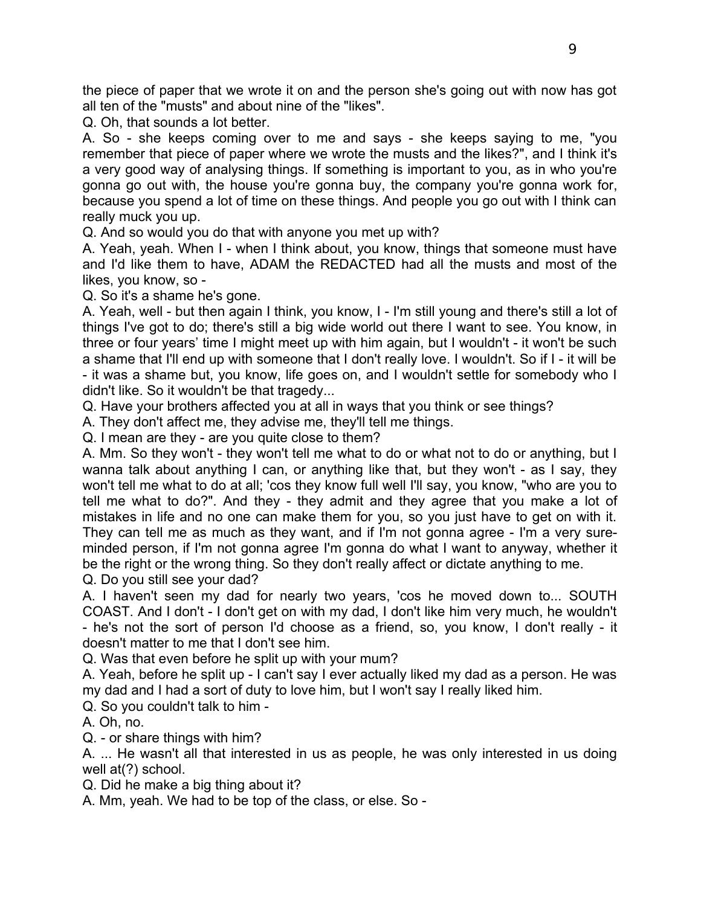the piece of paper that we wrote it on and the person she's going out with now has got all ten of the "musts" and about nine of the "likes".

Q. Oh, that sounds a lot better.

A. So - she keeps coming over to me and says - she keeps saying to me, "you remember that piece of paper where we wrote the musts and the likes?", and I think it's a very good way of analysing things. If something is important to you, as in who you're gonna go out with, the house you're gonna buy, the company you're gonna work for, because you spend a lot of time on these things. And people you go out with I think can really muck you up.

Q. And so would you do that with anyone you met up with?

A. Yeah, yeah. When I - when I think about, you know, things that someone must have and I'd like them to have, ADAM the REDACTED had all the musts and most of the likes, you know, so -

Q. So it's a shame he's gone.

A. Yeah, well - but then again I think, you know, I - I'm still young and there's still a lot of things I've got to do; there's still a big wide world out there I want to see. You know, in three or four years' time I might meet up with him again, but I wouldn't - it won't be such a shame that I'll end up with someone that I don't really love. I wouldn't. So if I - it will be - it was a shame but, you know, life goes on, and I wouldn't settle for somebody who I didn't like. So it wouldn't be that tragedy...

Q. Have your brothers affected you at all in ways that you think or see things?

A. They don't affect me, they advise me, they'll tell me things.

Q. I mean are they - are you quite close to them?

A. Mm. So they won't - they won't tell me what to do or what not to do or anything, but I wanna talk about anything I can, or anything like that, but they won't - as I say, they won't tell me what to do at all; 'cos they know full well I'll say, you know, "who are you to tell me what to do?". And they - they admit and they agree that you make a lot of mistakes in life and no one can make them for you, so you just have to get on with it. They can tell me as much as they want, and if I'm not gonna agree - I'm a very sure-minded person, if I'm not gonna agree I'm gonna do what I want to anyway, whether it be the right or the wrong thing. So they don't really affect or dictate anything to me.

Q. Do you still see your dad?

A. I haven't seen my dad for nearly two years, 'cos he moved down to... SOUTH COAST. And I don't - I don't get on with my dad, I don't like him very much, he wouldn't - he's not the sort of person I'd choose as a friend, so, you know, I don't really - it doesn't matter to me that I don't see him.

Q. Was that even before he split up with your mum?

A. Yeah, before he split up - I can't say I ever actually liked my dad as a person. He was my dad and I had a sort of duty to love him, but I won't say I really liked him.

Q. So you couldn't talk to him -

A. Oh, no.

Q. - or share things with him?

A. ... He wasn't all that interested in us as people, he was only interested in us doing well at(?) school.

Q. Did he make a big thing about it?

A. Mm, yeah. We had to be top of the class, or else. So -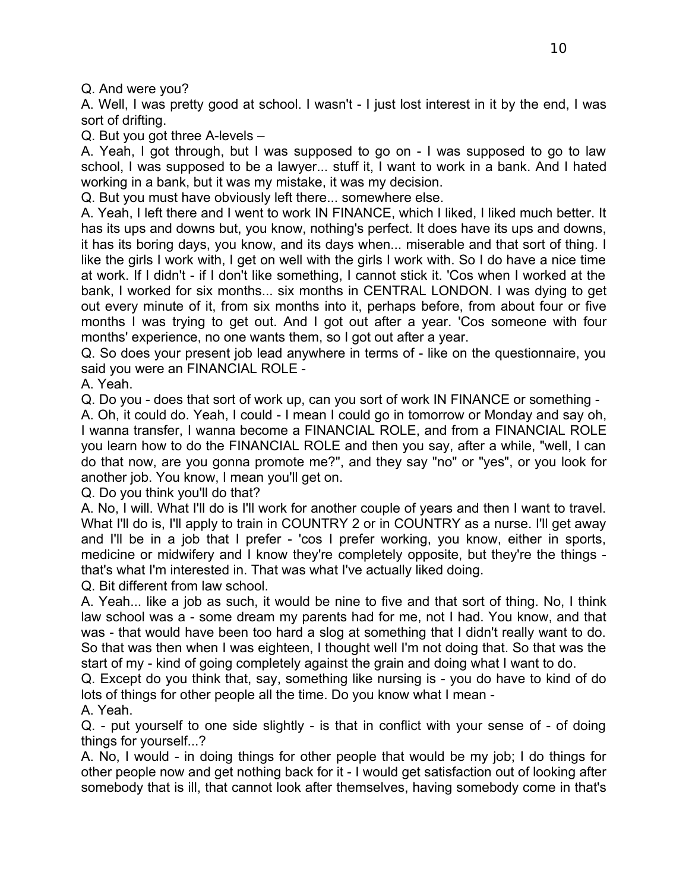Q. And were you?

A. Well, I was pretty good at school. I wasn't - I just lost interest in it by the end, I was sort of drifting.

Q. But you got three A-levels –

A. Yeah, I got through, but I was supposed to go on - I was supposed to go to law school, I was supposed to be a lawyer... stuff it, I want to work in a bank. And I hated working in a bank, but it was my mistake, it was my decision.

Q. But you must have obviously left there... somewhere else.

A. Yeah, I left there and I went to work IN FINANCE, which I liked, I liked much better. It has its ups and downs but, you know, nothing's perfect. It does have its ups and downs, it has its boring days, you know, and its days when... miserable and that sort of thing. I like the girls I work with, I get on well with the girls I work with. So I do have a nice time at work. If I didn't - if I don't like something, I cannot stick it. 'Cos when I worked at the bank, I worked for six months... six months in CENTRAL LONDON. I was dying to get out every minute of it, from six months into it, perhaps before, from about four or five months I was trying to get out. And I got out after a year. 'Cos someone with four months' experience, no one wants them, so I got out after a year.

Q. So does your present job lead anywhere in terms of - like on the questionnaire, you said you were an FINANCIAL ROLE -

A. Yeah.

Q. Do you - does that sort of work up, can you sort of work IN FINANCE or something -

A. Oh, it could do. Yeah, I could - I mean I could go in tomorrow or Monday and say oh, I wanna transfer, I wanna become a FINANCIAL ROLE, and from a FINANCIAL ROLE you learn how to do the FINANCIAL ROLE and then you say, after a while, "well, I can do that now, are you gonna promote me?", and they say "no" or "yes", or you look for another job. You know, I mean you'll get on.

Q. Do you think you'll do that?

A. No, I will. What I'll do is I'll work for another couple of years and then I want to travel. What I'll do is, I'll apply to train in COUNTRY 2 or in COUNTRY as a nurse. I'll get away and I'll be in a job that I prefer - 'cos I prefer working, you know, either in sports, medicine or midwifery and I know they're completely opposite, but they're the things - that's what I'm interested in. That was what I've actually liked doing.

Q. Bit different from law school.

A. Yeah... like a job as such, it would be nine to five and that sort of thing. No, I think law school was a - some dream my parents had for me, not I had. You know, and that was - that would have been too hard a slog at something that I didn't really want to do. So that was then when I was eighteen, I thought well I'm not doing that. So that was the start of my - kind of going completely against the grain and doing what I want to do.

Q. Except do you think that, say, something like nursing is - you do have to kind of do lots of things for other people all the time. Do you know what I mean -

A. Yeah.

Q. - put yourself to one side slightly - is that in conflict with your sense of - of doing things for yourself...?

A. No, I would - in doing things for other people that would be my job; I do things for other people now and get nothing back for it - I would get satisfaction out of looking after somebody that is ill, that cannot look after themselves, having somebody come in that's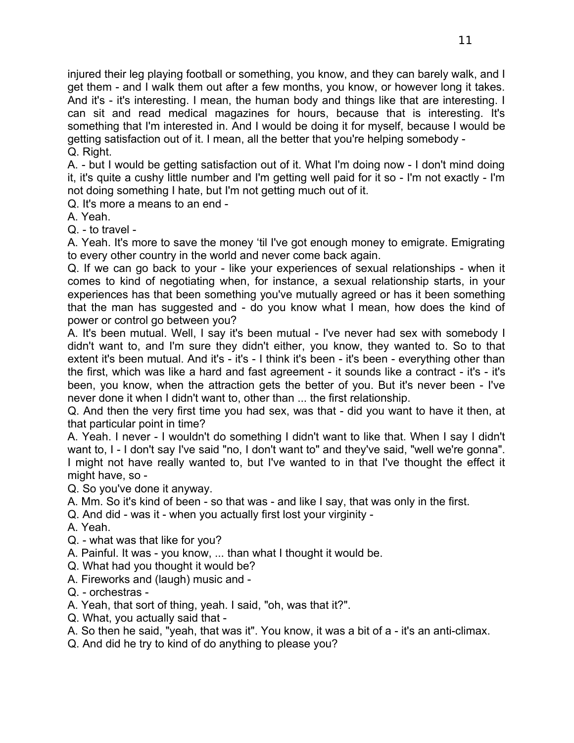injured their leg playing football or something, you know, and they can barely walk, and I get them - and I walk them out after a few months, you know, or however long it takes. And it's - it's interesting. I mean, the human body and things like that are interesting. I can sit and read medical magazines for hours, because that is interesting. It's something that I'm interested in. And I would be doing it for myself, because I would be getting satisfaction out of it. I mean, all the better that you're helping somebody -
Q. Right.
A. - but I would be getting satisfaction out of it. What I'm doing now - I don't mind doing it, it's quite a cushy little number and I'm getting well paid for it so - I'm not exactly - I'm not doing something I hate, but I'm not getting much out of it.
Q. It's more a means to an end -
A. Yeah.
Q. - to travel -
A. Yeah. It's more to save the money 'til I've got enough money to emigrate. Emigrating to every other country in the world and never come back again.
Q. If we can go back to your - like your experiences of sexual relationships - when it comes to kind of negotiating when, for instance, a sexual relationship starts, in your experiences has that been something you've mutually agreed or has it been something that the man has suggested and - do you know what I mean, how does the kind of power or control go between you?
A. It's been mutual. Well, I say it's been mutual - I've never had sex with somebody I didn't want to, and I'm sure they didn't either, you know, they wanted to. So to that extent it's been mutual. And it's - it's - I think it's been - it's been - everything other than the first, which was like a hard and fast agreement - it sounds like a contract - it's - it's been, you know, when the attraction gets the better of you. But it's never been - I've never done it when I didn't want to, other than ... the first relationship.
Q. And then the very first time you had sex, was that - did you want to have it then, at that particular point in time?
A. Yeah. I never - I wouldn't do something I didn't want to like that. When I say I didn't want to, I - I don't say I've said "no, I don't want to" and they've said, "well we're gonna". I might not have really wanted to, but I've wanted to in that I've thought the effect it might have, so -
Q. So you've done it anyway.
A. Mm. So it's kind of been - so that was - and like I say, that was only in the first.
Q. And did - was it - when you actually first lost your virginity -
A. Yeah.
Q. - what was that like for you?
A. Painful. It was - you know, ... than what I thought it would be.
Q. What had you thought it would be?
A. Fireworks and (laugh) music and -
Q. - orchestras -
A. Yeah, that sort of thing, yeah. I said, "oh, was that it?".
Q. What, you actually said that -
A. So then he said, "yeah, that was it". You know, it was a bit of a - it's an anti-climax.
Q. And did he try to kind of do anything to please you?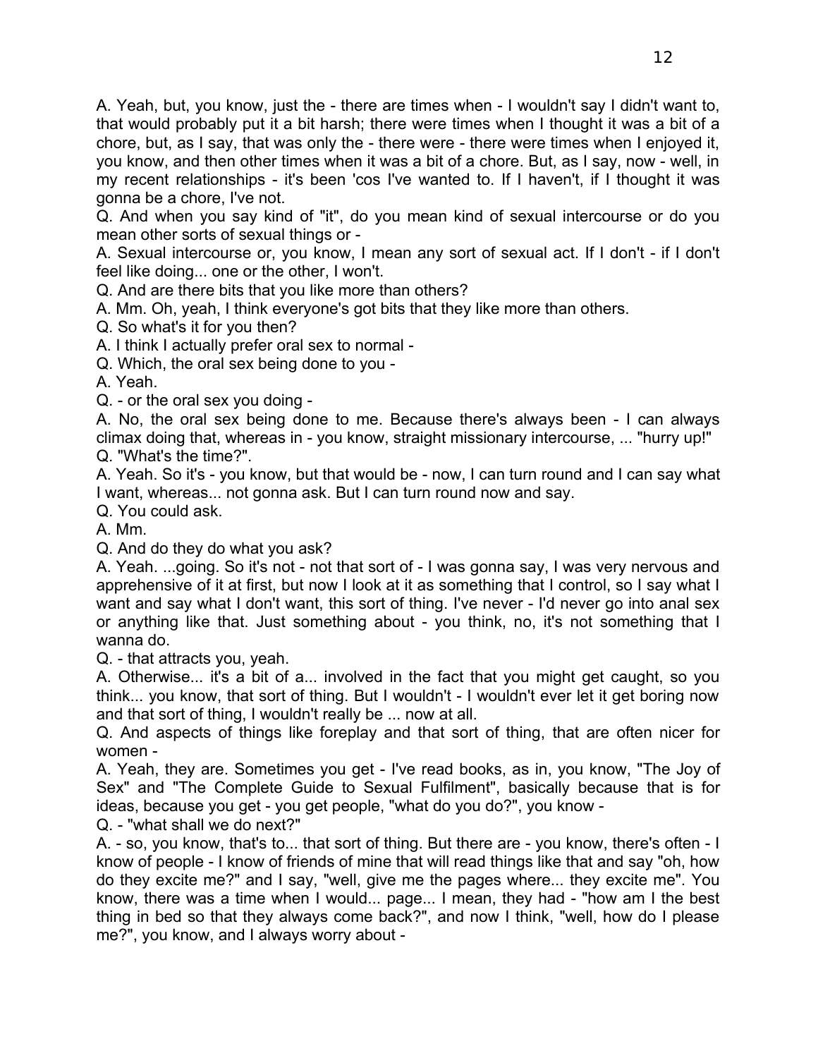A. Yeah, but, you know, just the - there are times when - I wouldn't say I didn't want to, that would probably put it a bit harsh; there were times when I thought it was a bit of a chore, but, as I say, that was only the - there were - there were times when I enjoyed it, you know, and then other times when it was a bit of a chore. But, as I say, now - well, in my recent relationships - it's been 'cos I've wanted to. If I haven't, if I thought it was gonna be a chore, I've not.

Q. And when you say kind of "it", do you mean kind of sexual intercourse or do you mean other sorts of sexual things or -

A. Sexual intercourse or, you know, I mean any sort of sexual act. If I don't - if I don't feel like doing... one or the other, I won't.

Q. And are there bits that you like more than others?

A. Mm. Oh, yeah, I think everyone's got bits that they like more than others.

Q. So what's it for you then?

A. I think I actually prefer oral sex to normal -

Q. Which, the oral sex being done to you -

A. Yeah.

Q. - or the oral sex you doing -

A. No, the oral sex being done to me. Because there's always been - I can always climax doing that, whereas in - you know, straight missionary intercourse, ... "hurry up!"

Q. "What's the time?".

A. Yeah. So it's - you know, but that would be - now, I can turn round and I can say what I want, whereas... not gonna ask. But I can turn round now and say.

Q. You could ask.

A. Mm.

Q. And do they do what you ask?

A. Yeah. ...going. So it's not - not that sort of - I was gonna say, I was very nervous and apprehensive of it at first, but now I look at it as something that I control, so I say what I want and say what I don't want, this sort of thing. I've never - I'd never go into anal sex or anything like that. Just something about - you think, no, it's not something that I wanna do.

Q. - that attracts you, yeah.

A. Otherwise... it's a bit of a... involved in the fact that you might get caught, so you think... you know, that sort of thing. But I wouldn't - I wouldn't ever let it get boring now and that sort of thing, I wouldn't really be ... now at all.

Q. And aspects of things like foreplay and that sort of thing, that are often nicer for women -

A. Yeah, they are. Sometimes you get - I've read books, as in, you know, "The Joy of Sex" and "The Complete Guide to Sexual Fulfilment", basically because that is for ideas, because you get - you get people, "what do you do?", you know -

Q. - "what shall we do next?"

A. - so, you know, that's to... that sort of thing. But there are - you know, there's often - I know of people - I know of friends of mine that will read things like that and say "oh, how do they excite me?" and I say, "well, give me the pages where... they excite me". You know, there was a time when I would... page... I mean, they had - "how am I the best thing in bed so that they always come back?", and now I think, "well, how do I please me?", you know, and I always worry about -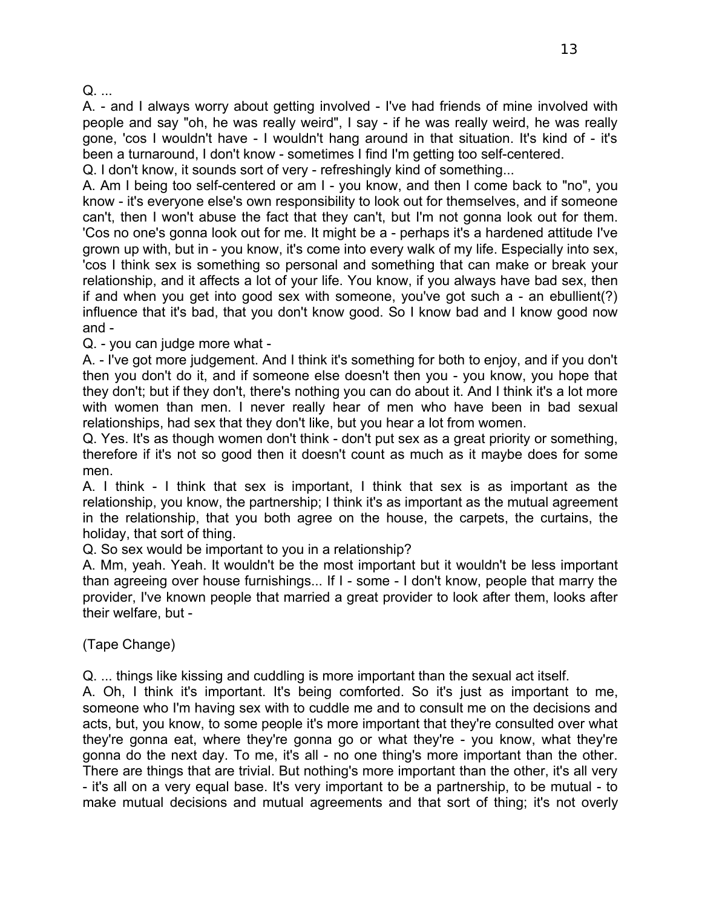Q. ...

A. - and I always worry about getting involved - I've had friends of mine involved with people and say "oh, he was really weird", I say - if he was really weird, he was really gone, 'cos I wouldn't have - I wouldn't hang around in that situation. It's kind of - it's been a turnaround, I don't know - sometimes I find I'm getting too self-centered.

Q. I don't know, it sounds sort of very - refreshingly kind of something...

A. Am I being too self-centered or am I - you know, and then I come back to "no", you know - it's everyone else's own responsibility to look out for themselves, and if someone can't, then I won't abuse the fact that they can't, but I'm not gonna look out for them. 'Cos no one's gonna look out for me. It might be a - perhaps it's a hardened attitude I've grown up with, but in - you know, it's come into every walk of my life. Especially into sex, 'cos I think sex is something so personal and something that can make or break your relationship, and it affects a lot of your life. You know, if you always have bad sex, then if and when you get into good sex with someone, you've got such a - an ebullient(?) influence that it's bad, that you don't know good. So I know bad and I know good now and -

Q. - you can judge more what -

A. - I've got more judgement. And I think it's something for both to enjoy, and if you don't then you don't do it, and if someone else doesn't then you - you know, you hope that they don't; but if they don't, there's nothing you can do about it. And I think it's a lot more with women than men. I never really hear of men who have been in bad sexual relationships, had sex that they don't like, but you hear a lot from women.

Q. Yes. It's as though women don't think - don't put sex as a great priority or something, therefore if it's not so good then it doesn't count as much as it maybe does for some men.

A. I think - I think that sex is important, I think that sex is as important as the relationship, you know, the partnership; I think it's as important as the mutual agreement in the relationship, that you both agree on the house, the carpets, the curtains, the holiday, that sort of thing.

Q. So sex would be important to you in a relationship?

A. Mm, yeah. Yeah. It wouldn't be the most important but it wouldn't be less important than agreeing over house furnishings... If I - some - I don't know, people that marry the provider, I've known people that married a great provider to look after them, looks after their welfare, but -

(Tape Change)

Q. ... things like kissing and cuddling is more important than the sexual act itself.

A. Oh, I think it's important. It's being comforted. So it's just as important to me, someone who I'm having sex with to cuddle me and to consult me on the decisions and acts, but, you know, to some people it's more important that they're consulted over what they're gonna eat, where they're gonna go or what they're - you know, what they're gonna do the next day. To me, it's all - no one thing's more important than the other. There are things that are trivial. But nothing's more important than the other, it's all very - it's all on a very equal base. It's very important to be a partnership, to be mutual - to make mutual decisions and mutual agreements and that sort of thing; it's not overly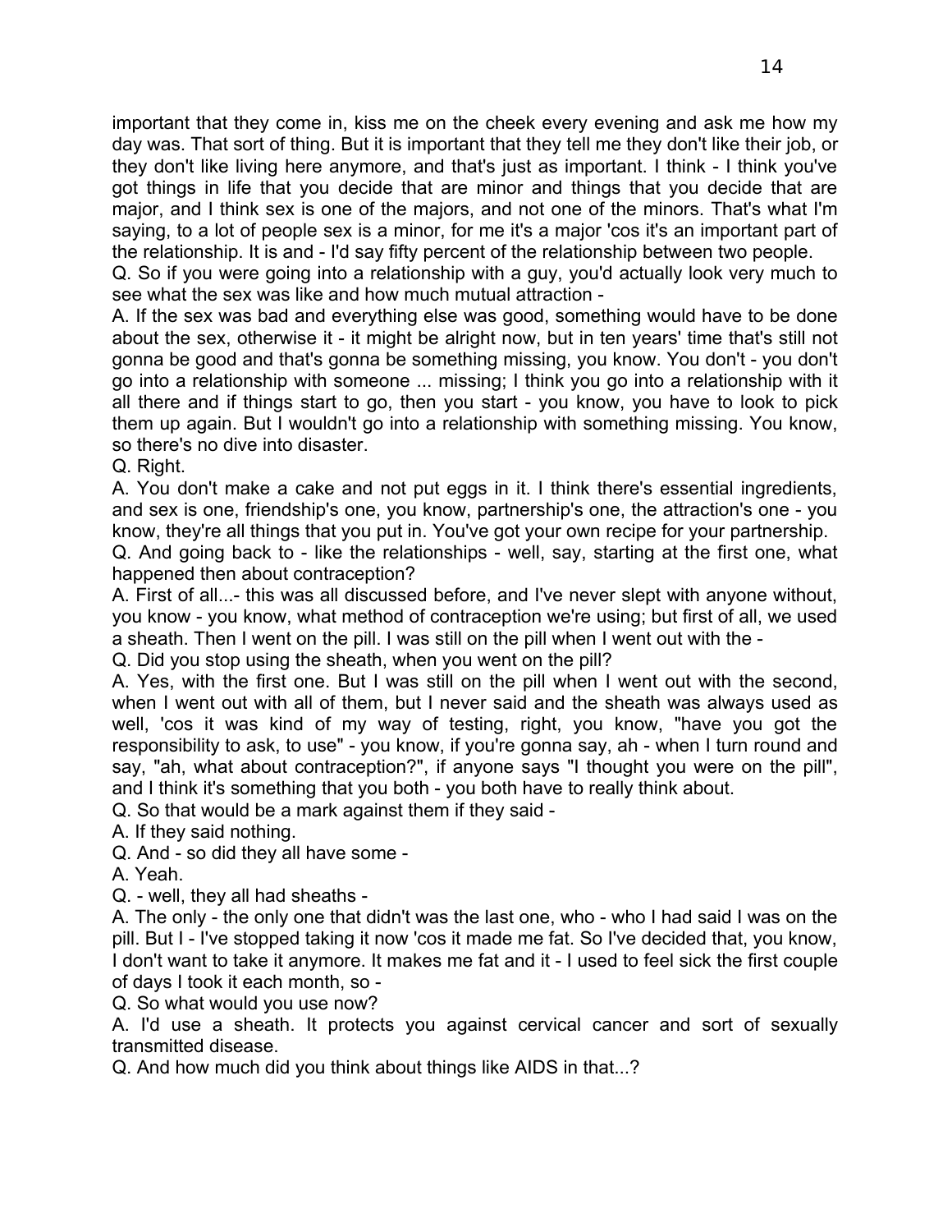important that they come in, kiss me on the cheek every evening and ask me how my day was. That sort of thing. But it is important that they tell me they don't like their job, or they don't like living here anymore, and that's just as important. I think - I think you've got things in life that you decide that are minor and things that you decide that are major, and I think sex is one of the majors, and not one of the minors. That's what I'm saying, to a lot of people sex is a minor, for me it's a major 'cos it's an important part of the relationship. It is and - I'd say fifty percent of the relationship between two people.

Q. So if you were going into a relationship with a guy, you'd actually look very much to see what the sex was like and how much mutual attraction -

A. If the sex was bad and everything else was good, something would have to be done about the sex, otherwise it - it might be alright now, but in ten years' time that's still not gonna be good and that's gonna be something missing, you know. You don't - you don't go into a relationship with someone ... missing; I think you go into a relationship with it all there and if things start to go, then you start - you know, you have to look to pick them up again. But I wouldn't go into a relationship with something missing. You know, so there's no dive into disaster.

Q. Right.

A. You don't make a cake and not put eggs in it. I think there's essential ingredients, and sex is one, friendship's one, you know, partnership's one, the attraction's one - you know, they're all things that you put in. You've got your own recipe for your partnership.

Q. And going back to - like the relationships - well, say, starting at the first one, what happened then about contraception?

A. First of all...- this was all discussed before, and I've never slept with anyone without, you know - you know, what method of contraception we're using; but first of all, we used a sheath. Then I went on the pill. I was still on the pill when I went out with the -

Q. Did you stop using the sheath, when you went on the pill?

A. Yes, with the first one. But I was still on the pill when I went out with the second, when I went out with all of them, but I never said and the sheath was always used as well, 'cos it was kind of my way of testing, right, you know, "have you got the responsibility to ask, to use" - you know, if you're gonna say, ah - when I turn round and say, "ah, what about contraception?", if anyone says "I thought you were on the pill", and I think it's something that you both - you both have to really think about.

Q. So that would be a mark against them if they said -

A. If they said nothing.

Q. And - so did they all have some -

A. Yeah.

Q. - well, they all had sheaths -

A. The only - the only one that didn't was the last one, who - who I had said I was on the pill. But I - I've stopped taking it now 'cos it made me fat. So I've decided that, you know, I don't want to take it anymore. It makes me fat and it - I used to feel sick the first couple of days I took it each month, so -

Q. So what would you use now?

A. I'd use a sheath. It protects you against cervical cancer and sort of sexually transmitted disease.

Q. And how much did you think about things like AIDS in that...?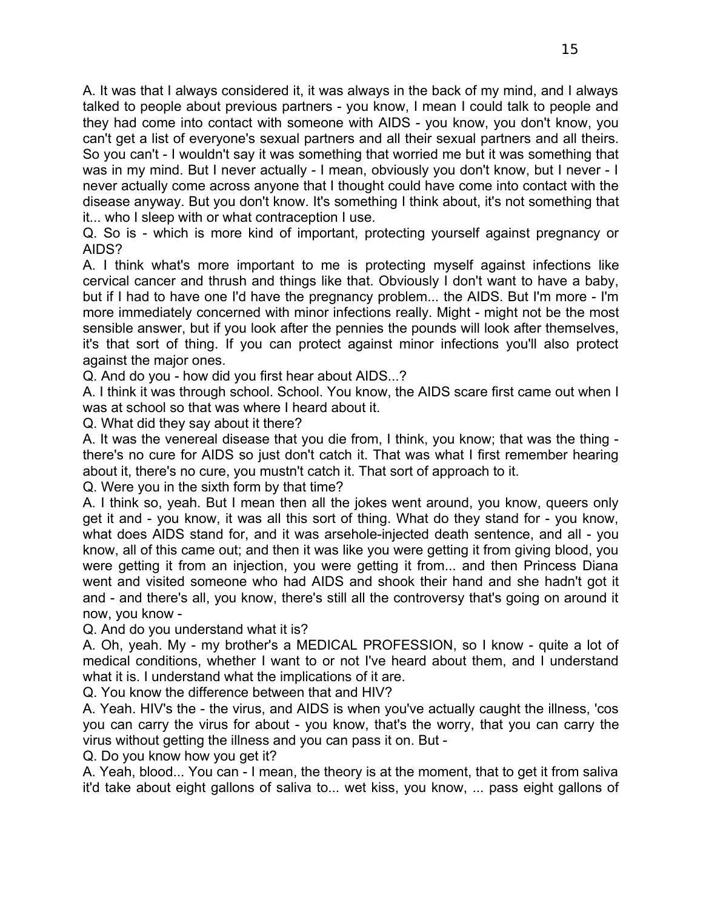A. It was that I always considered it, it was always in the back of my mind, and I always talked to people about previous partners - you know, I mean I could talk to people and they had come into contact with someone with AIDS - you know, you don't know, you can't get a list of everyone's sexual partners and all their sexual partners and all theirs. So you can't - I wouldn't say it was something that worried me but it was something that was in my mind. But I never actually - I mean, obviously you don't know, but I never - I never actually come across anyone that I thought could have come into contact with the disease anyway. But you don't know. It's something I think about, it's not something that it... who I sleep with or what contraception I use.

Q. So is - which is more kind of important, protecting yourself against pregnancy or AIDS?

A. I think what's more important to me is protecting myself against infections like cervical cancer and thrush and things like that. Obviously I don't want to have a baby, but if I had to have one I'd have the pregnancy problem... the AIDS. But I'm more - I'm more immediately concerned with minor infections really. Might - might not be the most sensible answer, but if you look after the pennies the pounds will look after themselves, it's that sort of thing. If you can protect against minor infections you'll also protect against the major ones.

Q. And do you - how did you first hear about AIDS...?

A. I think it was through school. School. You know, the AIDS scare first came out when I was at school so that was where I heard about it.

Q. What did they say about it there?

A. It was the venereal disease that you die from, I think, you know; that was the thing - there's no cure for AIDS so just don't catch it. That was what I first remember hearing about it, there's no cure, you mustn't catch it. That sort of approach to it.

Q. Were you in the sixth form by that time?

A. I think so, yeah. But I mean then all the jokes went around, you know, queers only get it and - you know, it was all this sort of thing. What do they stand for - you know, what does AIDS stand for, and it was arsehole-injected death sentence, and all - you know, all of this came out; and then it was like you were getting it from giving blood, you were getting it from an injection, you were getting it from... and then Princess Diana went and visited someone who had AIDS and shook their hand and she hadn't got it and - and there's all, you know, there's still all the controversy that's going on around it now, you know -

Q. And do you understand what it is?

A. Oh, yeah. My - my brother's a MEDICAL PROFESSION, so I know - quite a lot of medical conditions, whether I want to or not I've heard about them, and I understand what it is. I understand what the implications of it are.

Q. You know the difference between that and HIV?

A. Yeah. HIV's the - the virus, and AIDS is when you've actually caught the illness, 'cos you can carry the virus for about - you know, that's the worry, that you can carry the virus without getting the illness and you can pass it on. But -

Q. Do you know how you get it?

A. Yeah, blood... You can - I mean, the theory is at the moment, that to get it from saliva it'd take about eight gallons of saliva to... wet kiss, you know, ... pass eight gallons of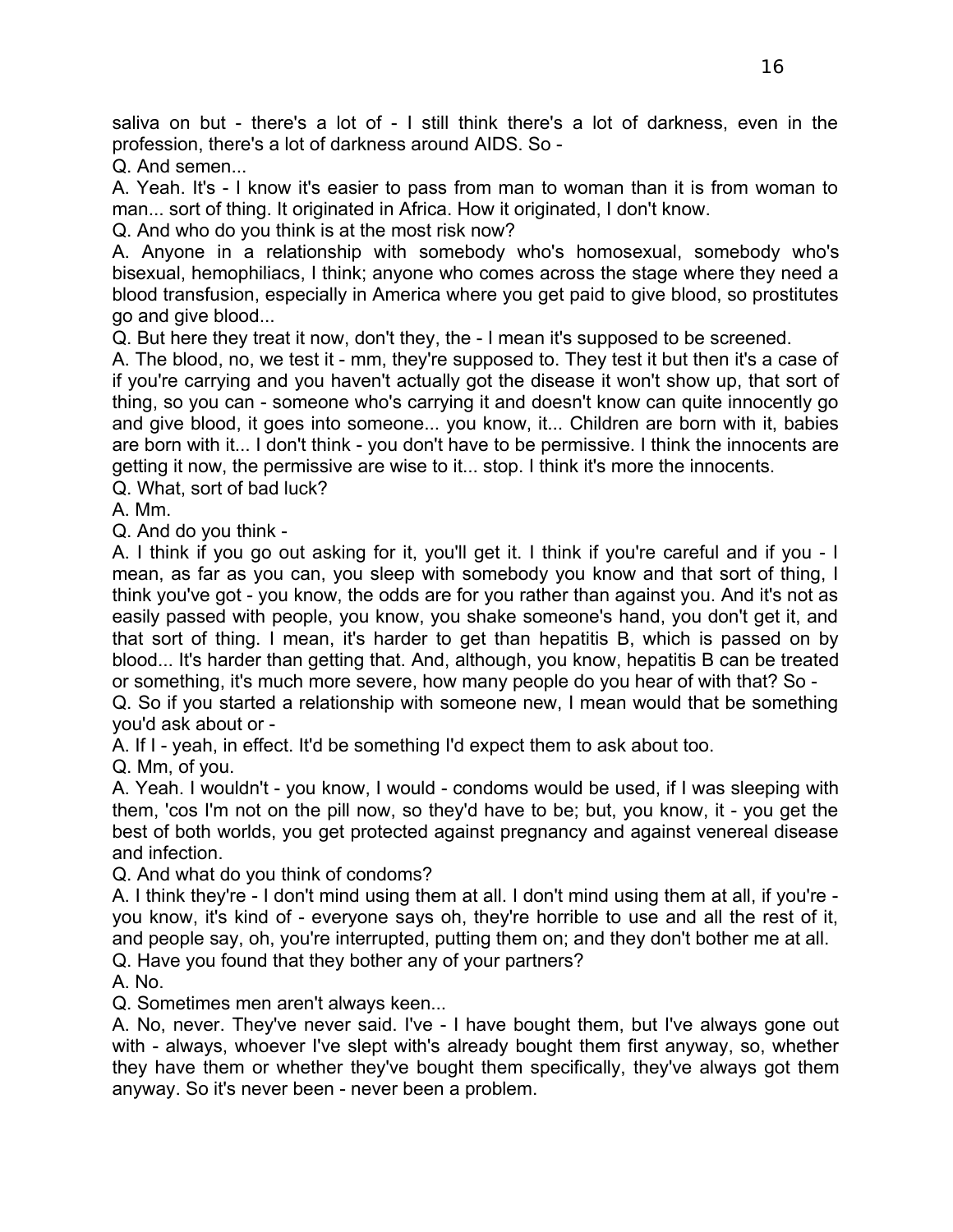saliva on but - there's a lot of - I still think there's a lot of darkness, even in the profession, there's a lot of darkness around AIDS. So -

Q. And semen...

A. Yeah. It's - I know it's easier to pass from man to woman than it is from woman to man... sort of thing. It originated in Africa. How it originated, I don't know.

Q. And who do you think is at the most risk now?

A. Anyone in a relationship with somebody who's homosexual, somebody who's bisexual, hemophiliacs, I think; anyone who comes across the stage where they need a blood transfusion, especially in America where you get paid to give blood, so prostitutes go and give blood...

Q. But here they treat it now, don't they, the - I mean it's supposed to be screened.

A. The blood, no, we test it - mm, they're supposed to. They test it but then it's a case of if you're carrying and you haven't actually got the disease it won't show up, that sort of thing, so you can - someone who's carrying it and doesn't know can quite innocently go and give blood, it goes into someone... you know, it... Children are born with it, babies are born with it... I don't think - you don't have to be permissive. I think the innocents are getting it now, the permissive are wise to it... stop. I think it's more the innocents.

Q. What, sort of bad luck?

A. Mm.

Q. And do you think -

A. I think if you go out asking for it, you'll get it. I think if you're careful and if you - I mean, as far as you can, you sleep with somebody you know and that sort of thing, I think you've got - you know, the odds are for you rather than against you. And it's not as easily passed with people, you know, you shake someone's hand, you don't get it, and that sort of thing. I mean, it's harder to get than hepatitis B, which is passed on by blood... It's harder than getting that. And, although, you know, hepatitis B can be treated or something, it's much more severe, how many people do you hear of with that? So -

Q. So if you started a relationship with someone new, I mean would that be something you'd ask about or -

A. If I - yeah, in effect. It'd be something I'd expect them to ask about too.

Q. Mm, of you.

A. Yeah. I wouldn't - you know, I would - condoms would be used, if I was sleeping with them, 'cos I'm not on the pill now, so they'd have to be; but, you know, it - you get the best of both worlds, you get protected against pregnancy and against venereal disease and infection.

Q. And what do you think of condoms?

A. I think they're - I don't mind using them at all. I don't mind using them at all, if you're - you know, it's kind of - everyone says oh, they're horrible to use and all the rest of it, and people say, oh, you're interrupted, putting them on; and they don't bother me at all.

Q. Have you found that they bother any of your partners?

A. No.

Q. Sometimes men aren't always keen...

A. No, never. They've never said. I've - I have bought them, but I've always gone out with - always, whoever I've slept with's already bought them first anyway, so, whether they have them or whether they've bought them specifically, they've always got them anyway. So it's never been - never been a problem.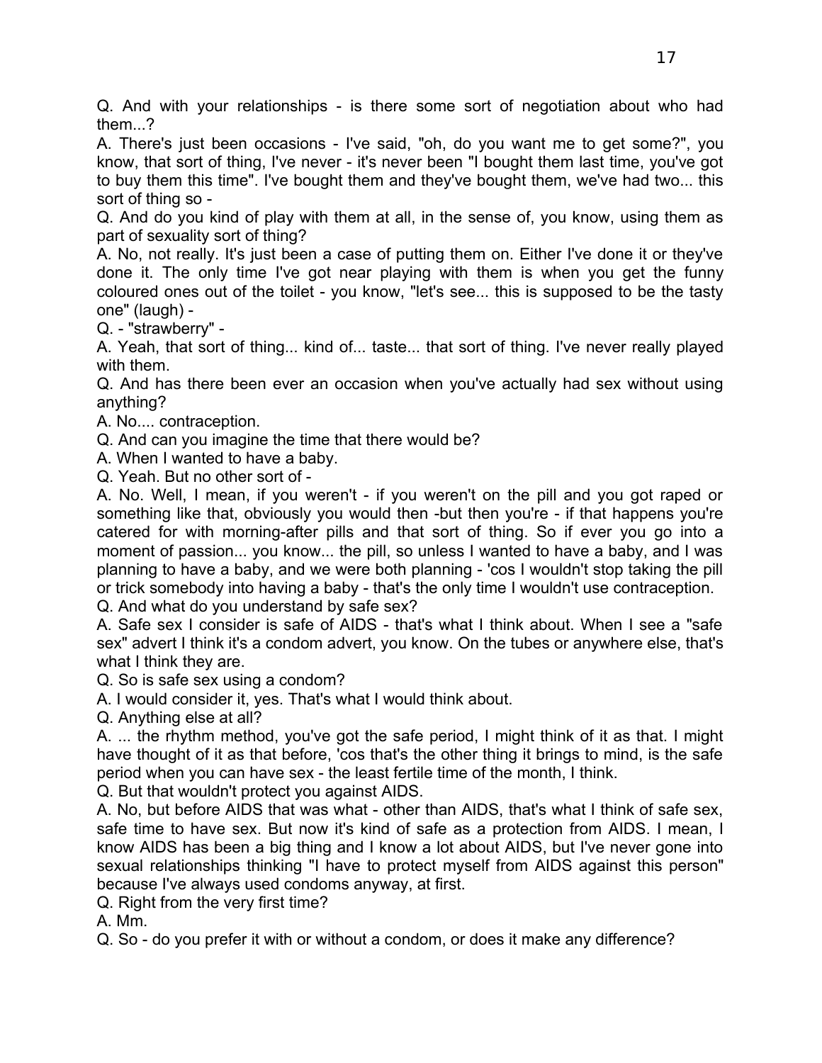Q. And with your relationships - is there some sort of negotiation about who had them...?

A. There's just been occasions - I've said, "oh, do you want me to get some?", you know, that sort of thing, I've never - it's never been "I bought them last time, you've got to buy them this time". I've bought them and they've bought them, we've had two... this sort of thing so -

Q. And do you kind of play with them at all, in the sense of, you know, using them as part of sexuality sort of thing?

A. No, not really. It's just been a case of putting them on. Either I've done it or they've done it. The only time I've got near playing with them is when you get the funny coloured ones out of the toilet - you know, "let's see... this is supposed to be the tasty one" (laugh) -

Q. - "strawberry" -

A. Yeah, that sort of thing... kind of... taste... that sort of thing. I've never really played with them.

Q. And has there been ever an occasion when you've actually had sex without using anything?

A. No.... contraception.

Q. And can you imagine the time that there would be?

A. When I wanted to have a baby.

Q. Yeah. But no other sort of -

A. No. Well, I mean, if you weren't - if you weren't on the pill and you got raped or something like that, obviously you would then -but then you're - if that happens you're catered for with morning-after pills and that sort of thing. So if ever you go into a moment of passion... you know... the pill, so unless I wanted to have a baby, and I was planning to have a baby, and we were both planning - 'cos I wouldn't stop taking the pill or trick somebody into having a baby - that's the only time I wouldn't use contraception.

Q. And what do you understand by safe sex?

A. Safe sex I consider is safe of AIDS - that's what I think about. When I see a "safe sex" advert I think it's a condom advert, you know. On the tubes or anywhere else, that's what I think they are.

Q. So is safe sex using a condom?

A. I would consider it, yes. That's what I would think about.

Q. Anything else at all?

A. ... the rhythm method, you've got the safe period, I might think of it as that. I might have thought of it as that before, 'cos that's the other thing it brings to mind, is the safe period when you can have sex - the least fertile time of the month, I think.

Q. But that wouldn't protect you against AIDS.

A. No, but before AIDS that was what - other than AIDS, that's what I think of safe sex, safe time to have sex. But now it's kind of safe as a protection from AIDS. I mean, I know AIDS has been a big thing and I know a lot about AIDS, but I've never gone into sexual relationships thinking "I have to protect myself from AIDS against this person" because I've always used condoms anyway, at first.

Q. Right from the very first time?

A. Mm.

Q. So - do you prefer it with or without a condom, or does it make any difference?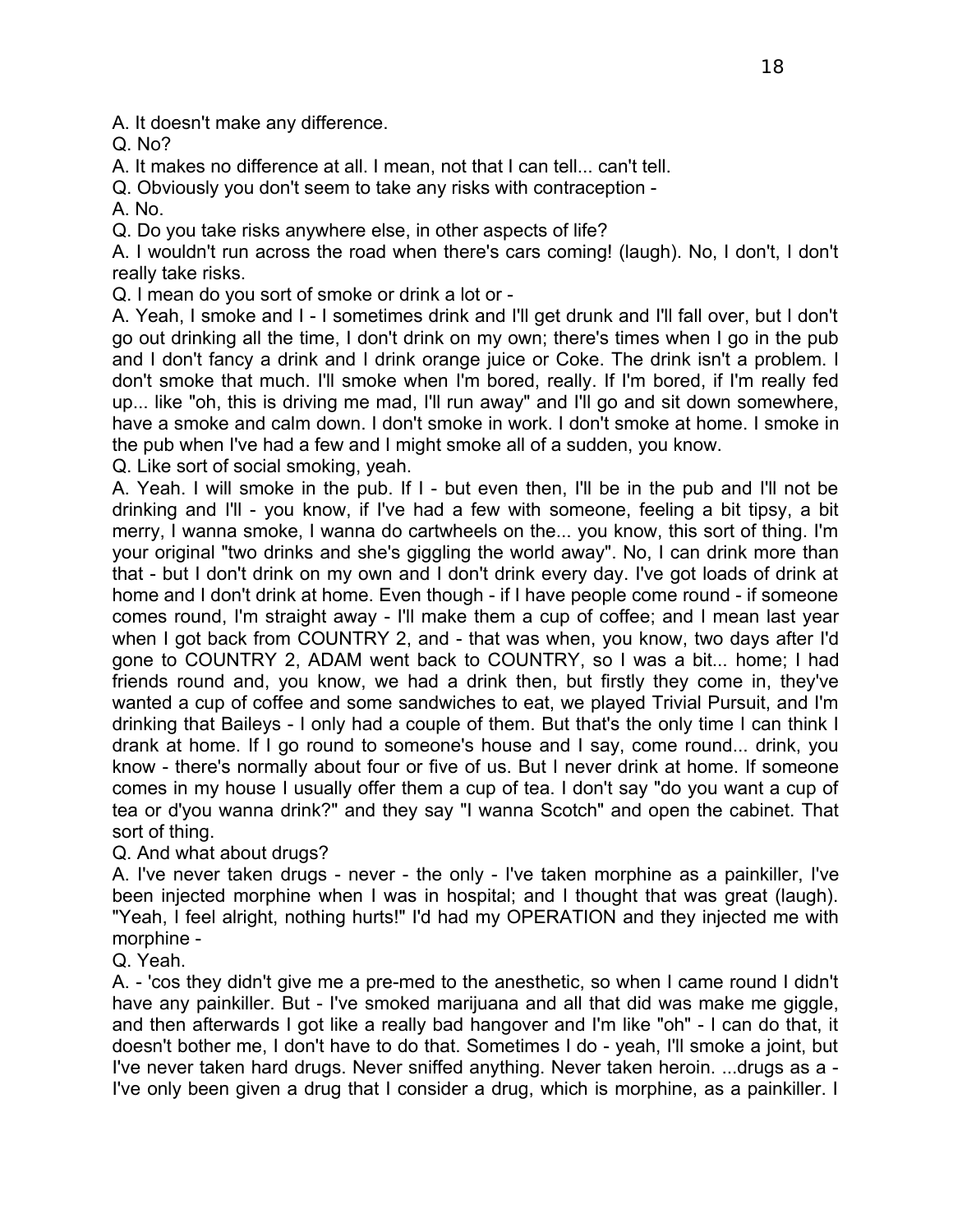A. It doesn't make any difference.

Q. No?

A. It makes no difference at all. I mean, not that I can tell... can't tell.

Q. Obviously you don't seem to take any risks with contraception -

A. No.

Q. Do you take risks anywhere else, in other aspects of life?

A. I wouldn't run across the road when there's cars coming! (laugh). No, I don't, I don't really take risks.

Q. I mean do you sort of smoke or drink a lot or -

A. Yeah, I smoke and I - I sometimes drink and I'll get drunk and I'll fall over, but I don't go out drinking all the time, I don't drink on my own; there's times when I go in the pub and I don't fancy a drink and I drink orange juice or Coke. The drink isn't a problem. I don't smoke that much. I'll smoke when I'm bored, really. If I'm bored, if I'm really fed up... like "oh, this is driving me mad, I'll run away" and I'll go and sit down somewhere, have a smoke and calm down. I don't smoke in work. I don't smoke at home. I smoke in the pub when I've had a few and I might smoke all of a sudden, you know.

Q. Like sort of social smoking, yeah.

A. Yeah. I will smoke in the pub. If I - but even then, I'll be in the pub and I'll not be drinking and I'll - you know, if I've had a few with someone, feeling a bit tipsy, a bit merry, I wanna smoke, I wanna do cartwheels on the... you know, this sort of thing. I'm your original "two drinks and she's giggling the world away". No, I can drink more than that - but I don't drink on my own and I don't drink every day. I've got loads of drink at home and I don't drink at home. Even though - if I have people come round - if someone comes round, I'm straight away - I'll make them a cup of coffee; and I mean last year when I got back from COUNTRY 2, and - that was when, you know, two days after I'd gone to COUNTRY 2, ADAM went back to COUNTRY, so I was a bit... home; I had friends round and, you know, we had a drink then, but firstly they come in, they've wanted a cup of coffee and some sandwiches to eat, we played Trivial Pursuit, and I'm drinking that Baileys - I only had a couple of them. But that's the only time I can think I drank at home. If I go round to someone's house and I say, come round... drink, you know - there's normally about four or five of us. But I never drink at home. If someone comes in my house I usually offer them a cup of tea. I don't say "do you want a cup of tea or d'you wanna drink?" and they say "I wanna Scotch" and open the cabinet. That sort of thing.

Q. And what about drugs?

A. I've never taken drugs - never - the only - I've taken morphine as a painkiller, I've been injected morphine when I was in hospital; and I thought that was great (laugh). "Yeah, I feel alright, nothing hurts!" I'd had my OPERATION and they injected me with morphine -

Q. Yeah.

A. - 'cos they didn't give me a pre-med to the anesthetic, so when I came round I didn't have any painkiller. But - I've smoked marijuana and all that did was make me giggle, and then afterwards I got like a really bad hangover and I'm like "oh" - I can do that, it doesn't bother me, I don't have to do that. Sometimes I do - yeah, I'll smoke a joint, but I've never taken hard drugs. Never sniffed anything. Never taken heroin. ...drugs as a - I've only been given a drug that I consider a drug, which is morphine, as a painkiller. I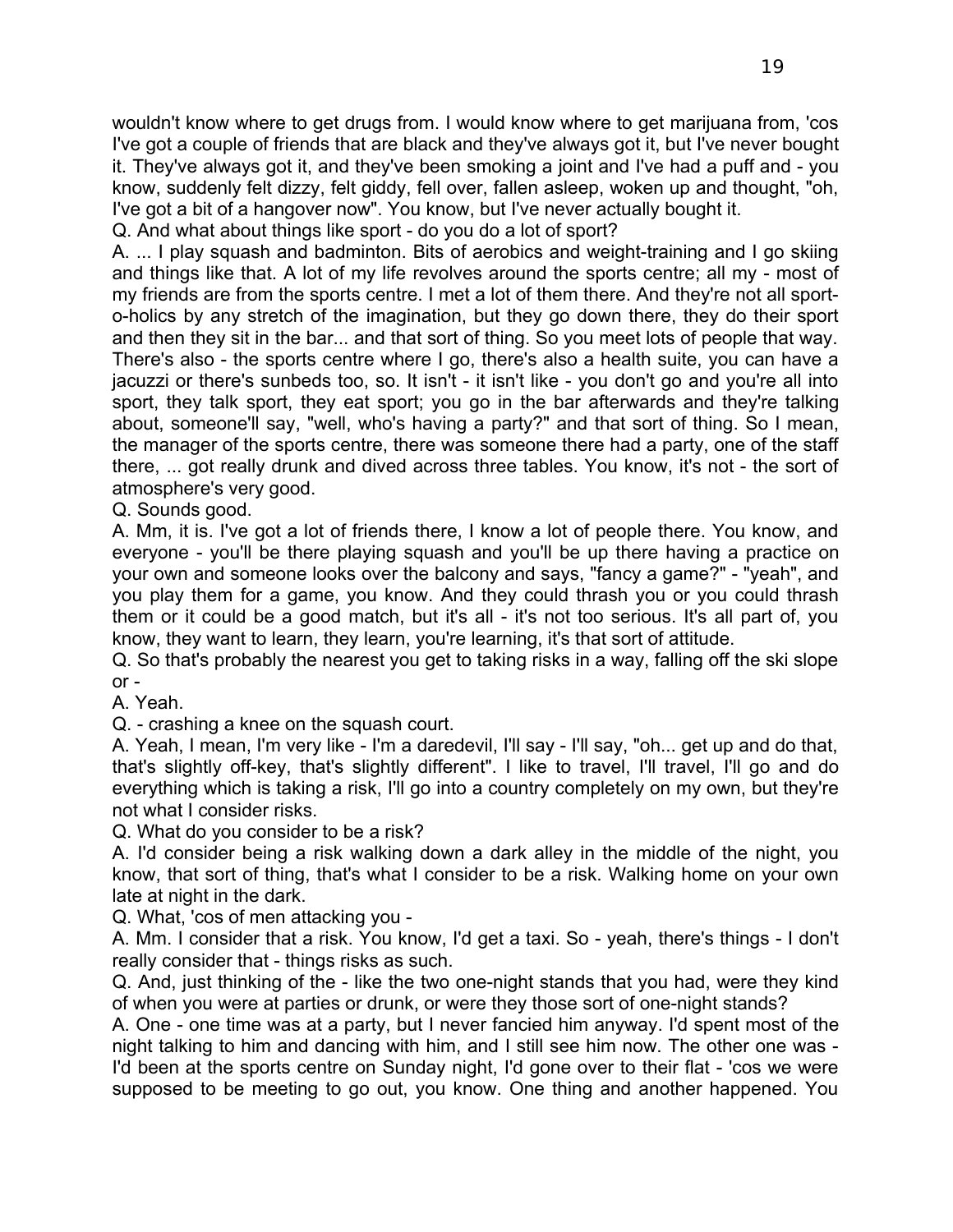wouldn't know where to get drugs from. I would know where to get marijuana from, 'cos I've got a couple of friends that are black and they've always got it, but I've never bought it. They've always got it, and they've been smoking a joint and I've had a puff and - you know, suddenly felt dizzy, felt giddy, fell over, fallen asleep, woken up and thought, "oh, I've got a bit of a hangover now". You know, but I've never actually bought it.

Q. And what about things like sport - do you do a lot of sport?

A. ... I play squash and badminton. Bits of aerobics and weight-training and I go skiing and things like that. A lot of my life revolves around the sports centre; all my - most of my friends are from the sports centre. I met a lot of them there. And they're not all sport-o-holics by any stretch of the imagination, but they go down there, they do their sport and then they sit in the bar... and that sort of thing. So you meet lots of people that way. There's also - the sports centre where I go, there's also a health suite, you can have a jacuzzi or there's sunbeds too, so. It isn't - it isn't like - you don't go and you're all into sport, they talk sport, they eat sport; you go in the bar afterwards and they're talking about, someone'll say, "well, who's having a party?" and that sort of thing. So I mean, the manager of the sports centre, there was someone there had a party, one of the staff there, ... got really drunk and dived across three tables. You know, it's not - the sort of atmosphere's very good.

Q. Sounds good.

A. Mm, it is. I've got a lot of friends there, I know a lot of people there. You know, and everyone - you'll be there playing squash and you'll be up there having a practice on your own and someone looks over the balcony and says, "fancy a game?" - "yeah", and you play them for a game, you know. And they could thrash you or you could thrash them or it could be a good match, but it's all - it's not too serious. It's all part of, you know, they want to learn, they learn, you're learning, it's that sort of attitude.

Q. So that's probably the nearest you get to taking risks in a way, falling off the ski slope or -

A. Yeah.

Q. - crashing a knee on the squash court.

A. Yeah, I mean, I'm very like - I'm a daredevil, I'll say - I'll say, "oh... get up and do that, that's slightly off-key, that's slightly different". I like to travel, I'll travel, I'll go and do everything which is taking a risk, I'll go into a country completely on my own, but they're not what I consider risks.

Q. What do you consider to be a risk?

A. I'd consider being a risk walking down a dark alley in the middle of the night, you know, that sort of thing, that's what I consider to be a risk. Walking home on your own late at night in the dark.

Q. What, 'cos of men attacking you -

A. Mm. I consider that a risk. You know, I'd get a taxi. So - yeah, there's things - I don't really consider that - things risks as such.

Q. And, just thinking of the - like the two one-night stands that you had, were they kind of when you were at parties or drunk, or were they those sort of one-night stands?

A. One - one time was at a party, but I never fancied him anyway. I'd spent most of the night talking to him and dancing with him, and I still see him now. The other one was - I'd been at the sports centre on Sunday night, I'd gone over to their flat - 'cos we were supposed to be meeting to go out, you know. One thing and another happened. You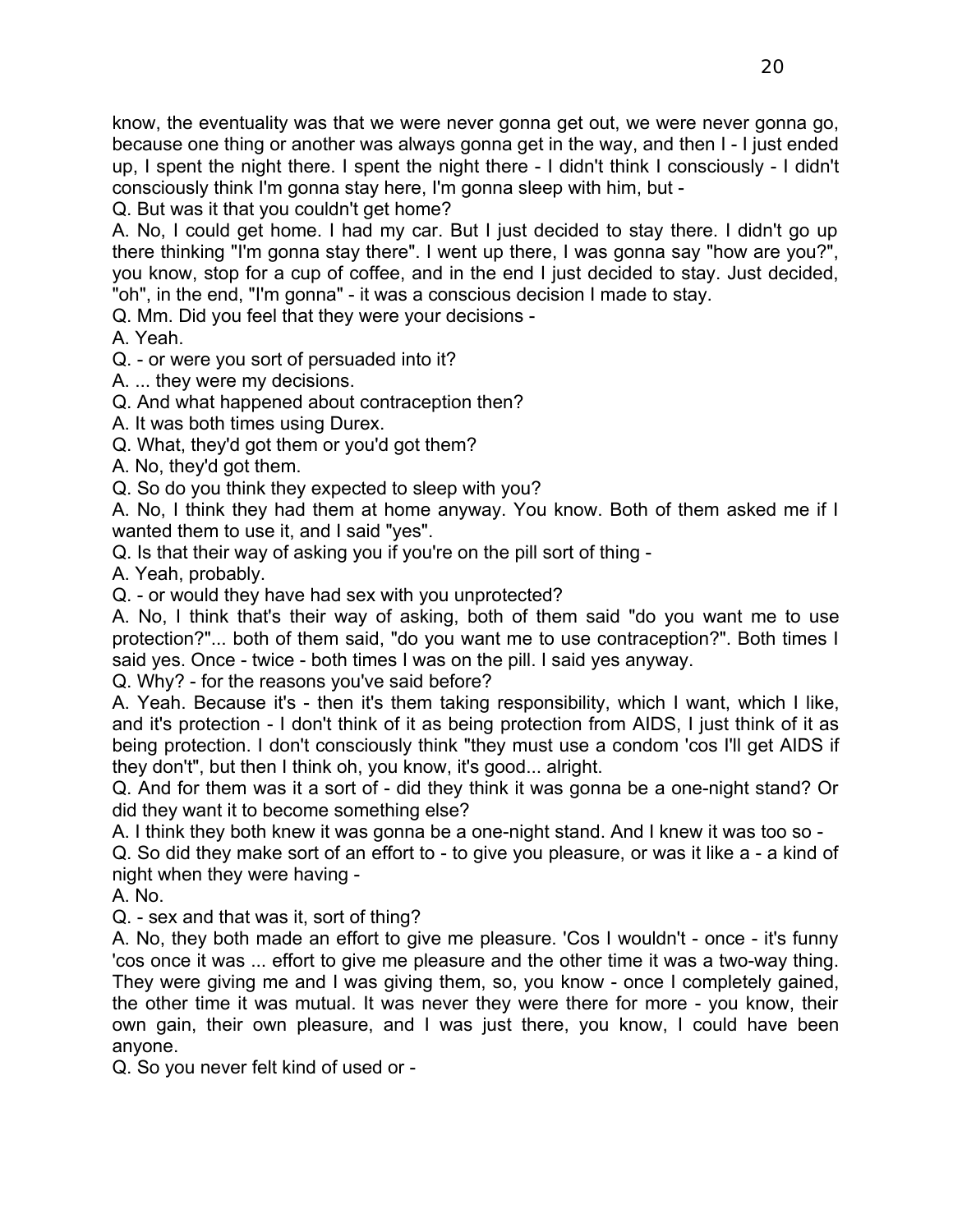know, the eventuality was that we were never gonna get out, we were never gonna go, because one thing or another was always gonna get in the way, and then I - I just ended up, I spent the night there. I spent the night there - I didn't think I consciously - I didn't consciously think I'm gonna stay here, I'm gonna sleep with him, but -

Q. But was it that you couldn't get home?

A. No, I could get home. I had my car. But I just decided to stay there. I didn't go up there thinking "I'm gonna stay there". I went up there, I was gonna say "how are you?", you know, stop for a cup of coffee, and in the end I just decided to stay. Just decided, "oh", in the end, "I'm gonna" - it was a conscious decision I made to stay.

Q. Mm. Did you feel that they were your decisions -

A. Yeah.

Q. - or were you sort of persuaded into it?

A. ... they were my decisions.

Q. And what happened about contraception then?

A. It was both times using Durex.

Q. What, they'd got them or you'd got them?

A. No, they'd got them.

Q. So do you think they expected to sleep with you?

A. No, I think they had them at home anyway. You know. Both of them asked me if I wanted them to use it, and I said "yes".

Q. Is that their way of asking you if you're on the pill sort of thing -

A. Yeah, probably.

Q. - or would they have had sex with you unprotected?

A. No, I think that's their way of asking, both of them said "do you want me to use protection?"... both of them said, "do you want me to use contraception?". Both times I said yes. Once - twice - both times I was on the pill. I said yes anyway.

Q. Why? - for the reasons you've said before?

A. Yeah. Because it's - then it's them taking responsibility, which I want, which I like, and it's protection - I don't think of it as being protection from AIDS, I just think of it as being protection. I don't consciously think "they must use a condom 'cos I'll get AIDS if they don't", but then I think oh, you know, it's good... alright.

Q. And for them was it a sort of - did they think it was gonna be a one-night stand? Or did they want it to become something else?

A. I think they both knew it was gonna be a one-night stand. And I knew it was too so -

Q. So did they make sort of an effort to - to give you pleasure, or was it like a - a kind of night when they were having -

A. No.

Q. - sex and that was it, sort of thing?

A. No, they both made an effort to give me pleasure. 'Cos I wouldn't - once - it's funny 'cos once it was ... effort to give me pleasure and the other time it was a two-way thing. They were giving me and I was giving them, so, you know - once I completely gained, the other time it was mutual. It was never they were there for more - you know, their own gain, their own pleasure, and I was just there, you know, I could have been anyone.

Q. So you never felt kind of used or -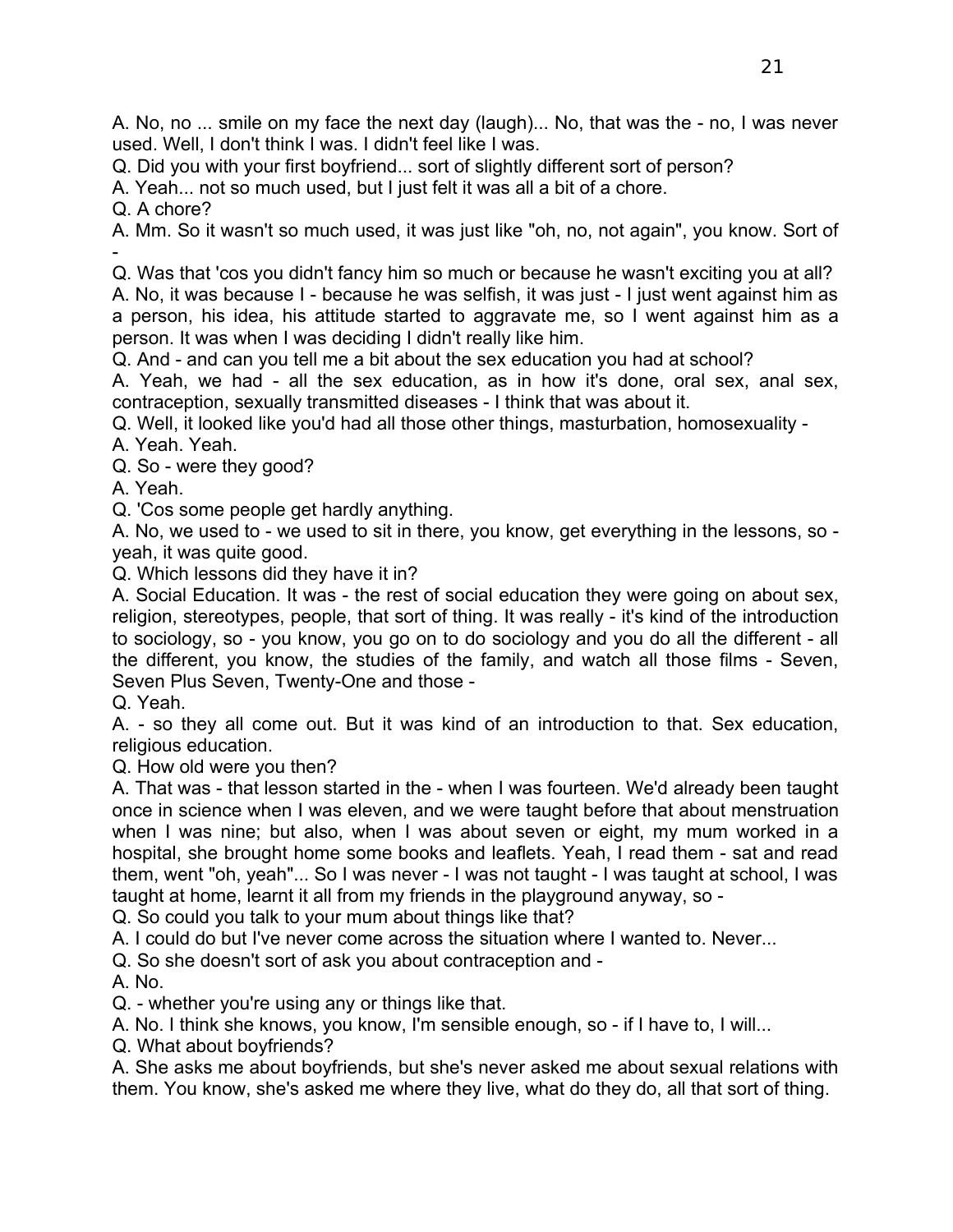A. No, no ... smile on my face the next day (laugh)... No, that was the - no, I was never used. Well, I don't think I was. I didn't feel like I was.

Q. Did you with your first boyfriend... sort of slightly different sort of person?

A. Yeah... not so much used, but I just felt it was all a bit of a chore.

Q. A chore?

A. Mm. So it wasn't so much used, it was just like "oh, no, not again", you know. Sort of -

Q. Was that 'cos you didn't fancy him so much or because he wasn't exciting you at all?

A. No, it was because I - because he was selfish, it was just - I just went against him as a person, his idea, his attitude started to aggravate me, so I went against him as a person. It was when I was deciding I didn't really like him.

Q. And - and can you tell me a bit about the sex education you had at school?

A. Yeah, we had - all the sex education, as in how it's done, oral sex, anal sex, contraception, sexually transmitted diseases - I think that was about it.

Q. Well, it looked like you'd had all those other things, masturbation, homosexuality -

A. Yeah. Yeah.

Q. So - were they good?

A. Yeah.

Q. 'Cos some people get hardly anything.

A. No, we used to - we used to sit in there, you know, get everything in the lessons, so - yeah, it was quite good.

Q. Which lessons did they have it in?

A. Social Education. It was - the rest of social education they were going on about sex, religion, stereotypes, people, that sort of thing. It was really - it's kind of the introduction to sociology, so - you know, you go on to do sociology and you do all the different - all the different, you know, the studies of the family, and watch all those films - Seven, Seven Plus Seven, Twenty-One and those -

Q. Yeah.

A. - so they all come out. But it was kind of an introduction to that. Sex education, religious education.

Q. How old were you then?

A. That was - that lesson started in the - when I was fourteen. We'd already been taught once in science when I was eleven, and we were taught before that about menstruation when I was nine; but also, when I was about seven or eight, my mum worked in a hospital, she brought home some books and leaflets. Yeah, I read them - sat and read them, went "oh, yeah"... So I was never - I was not taught - I was taught at school, I was taught at home, learnt it all from my friends in the playground anyway, so -

Q. So could you talk to your mum about things like that?

A. I could do but I've never come across the situation where I wanted to. Never...

Q. So she doesn't sort of ask you about contraception and -

A. No.

Q. - whether you're using any or things like that.

A. No. I think she knows, you know, I'm sensible enough, so - if I have to, I will...

Q. What about boyfriends?

A. She asks me about boyfriends, but she's never asked me about sexual relations with them. You know, she's asked me where they live, what do they do, all that sort of thing.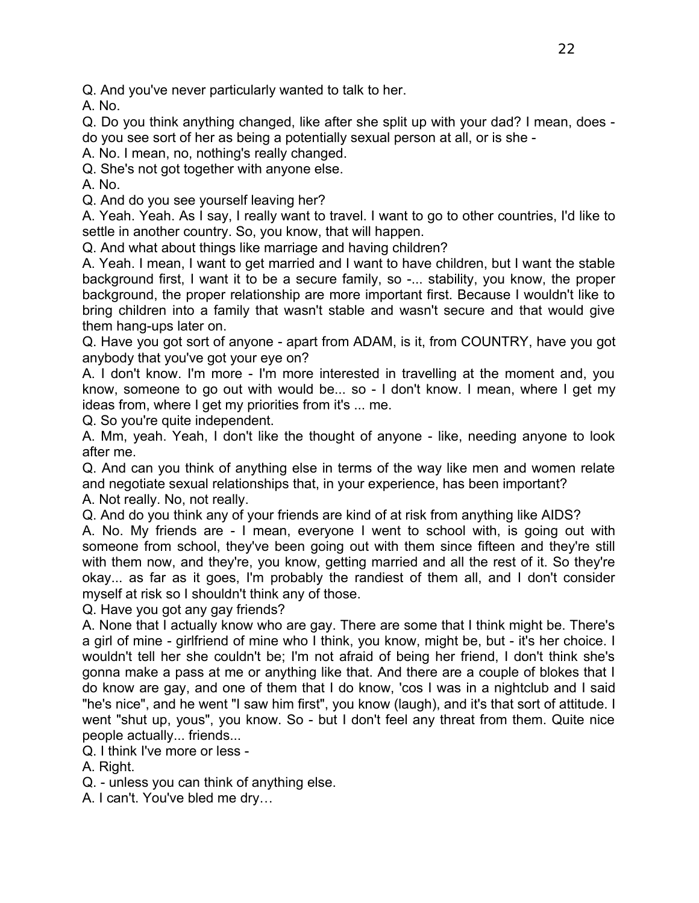Q. And you've never particularly wanted to talk to her.

A. No.

Q. Do you think anything changed, like after she split up with your dad? I mean, does - do you see sort of her as being a potentially sexual person at all, or is she -

A. No. I mean, no, nothing's really changed.

Q. She's not got together with anyone else.

A. No.

Q. And do you see yourself leaving her?

A. Yeah. Yeah. As I say, I really want to travel. I want to go to other countries, I'd like to settle in another country. So, you know, that will happen.

Q. And what about things like marriage and having children?

A. Yeah. I mean, I want to get married and I want to have children, but I want the stable background first, I want it to be a secure family, so -... stability, you know, the proper background, the proper relationship are more important first. Because I wouldn't like to bring children into a family that wasn't stable and wasn't secure and that would give them hang-ups later on.

Q. Have you got sort of anyone - apart from ADAM, is it, from COUNTRY, have you got anybody that you've got your eye on?

A. I don't know. I'm more - I'm more interested in travelling at the moment and, you know, someone to go out with would be... so - I don't know. I mean, where I get my ideas from, where I get my priorities from it's ... me.

Q. So you're quite independent.

A. Mm, yeah. Yeah, I don't like the thought of anyone - like, needing anyone to look after me.

Q. And can you think of anything else in terms of the way like men and women relate and negotiate sexual relationships that, in your experience, has been important?

A. Not really. No, not really.

Q. And do you think any of your friends are kind of at risk from anything like AIDS?

A. No. My friends are - I mean, everyone I went to school with, is going out with someone from school, they've been going out with them since fifteen and they're still with them now, and they're, you know, getting married and all the rest of it. So they're okay... as far as it goes, I'm probably the randiest of them all, and I don't consider myself at risk so I shouldn't think any of those.

Q. Have you got any gay friends?

A. None that I actually know who are gay. There are some that I think might be. There's a girl of mine - girlfriend of mine who I think, you know, might be, but - it's her choice. I wouldn't tell her she couldn't be; I'm not afraid of being her friend, I don't think she's gonna make a pass at me or anything like that. And there are a couple of blokes that I do know are gay, and one of them that I do know, 'cos I was in a nightclub and I said "he's nice", and he went "I saw him first", you know (laugh), and it's that sort of attitude. I went "shut up, yous", you know. So - but I don't feel any threat from them. Quite nice people actually... friends...

Q. I think I've more or less -

A. Right.

Q. - unless you can think of anything else.

A. I can't. You've bled me dry…